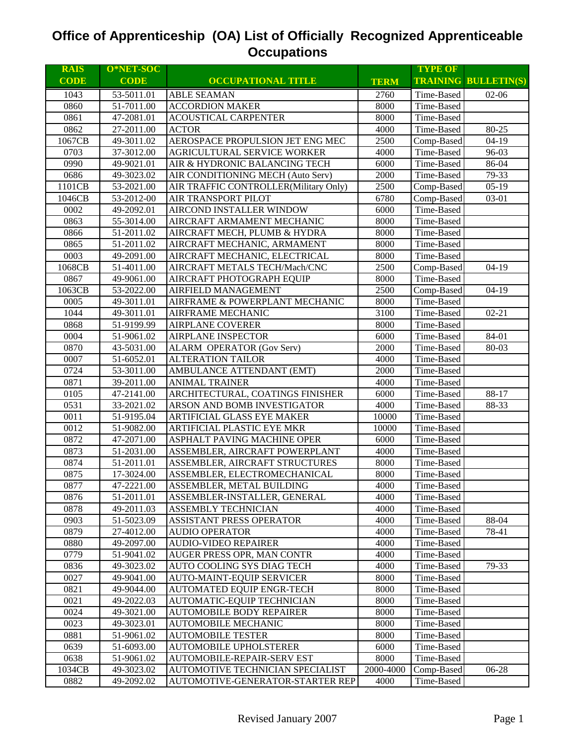# Office of Apprenticeship (OA) List of Officially Recognized Apprenticeable Occupations

| RAIS CODE | O*NET-SOC CODE | OCCUPATIONAL TITLE | TERM | TYPE OF TRAINING | BULLETIN(S) |
|---|---|---|---|---|---|
| 1043 | 53-5011.01 | ABLE SEAMAN | 2760 | Time-Based | 02-06 |
| 0860 | 51-7011.00 | ACCORDION MAKER | 8000 | Time-Based | |
| 0861 | 47-2081.01 | ACOUSTICAL CARPENTER | 8000 | Time-Based | |
| 0862 | 27-2011.00 | ACTOR | 4000 | Time-Based | 80-25 |
| 1067CB | 49-3011.02 | AEROSPACE PROPULSION JET ENG MEC | 2500 | Comp-Based | 04-19 |
| 0703 | 37-3012.00 | AGRICULTURAL SERVICE WORKER | 4000 | Time-Based | 96-03 |
| 0990 | 49-9021.01 | AIR & HYDRONIC BALANCING TECH | 6000 | Time-Based | 86-04 |
| 0686 | 49-3023.02 | AIR CONDITIONING MECH (Auto Serv) | 2000 | Time-Based | 79-33 |
| 1101CB | 53-2021.00 | AIR TRAFFIC CONTROLLER(Military Only) | 2500 | Comp-Based | 05-19 |
| 1046CB | 53-2012-00 | AIR TRANSPORT PILOT | 6780 | Comp-Based | 03-01 |
| 0002 | 49-2092.01 | AIRCOND INSTALLER WINDOW | 6000 | Time-Based | |
| 0863 | 55-3014.00 | AIRCRAFT ARMAMENT MECHANIC | 8000 | Time-Based | |
| 0866 | 51-2011.02 | AIRCRAFT MECH, PLUMB & HYDRA | 8000 | Time-Based | |
| 0865 | 51-2011.02 | AIRCRAFT MECHANIC, ARMAMENT | 8000 | Time-Based | |
| 0003 | 49-2091.00 | AIRCRAFT MECHANIC, ELECTRICAL | 8000 | Time-Based | |
| 1068CB | 51-4011.00 | AIRCRAFT METALS TECH/Mach/CNC | 2500 | Comp-Based | 04-19 |
| 0867 | 49-9061.00 | AIRCRAFT PHOTOGRAPH EQUIP | 8000 | Time-Based | |
| 1063CB | 53-2022.00 | AIRFIELD MANAGEMENT | 2500 | Comp-Based | 04-19 |
| 0005 | 49-3011.01 | AIRFRAME & POWERPLANT MECHANIC | 8000 | Time-Based | |
| 1044 | 49-3011.01 | AIRFRAME MECHANIC | 3100 | Time-Based | 02-21 |
| 0868 | 51-9199.99 | AIRPLANE COVERER | 8000 | Time-Based | |
| 0004 | 51-9061.02 | AIRPLANE INSPECTOR | 6000 | Time-Based | 84-01 |
| 0870 | 43-5031.00 | ALARM OPERATOR (Gov Serv) | 2000 | Time-Based | 80-03 |
| 0007 | 51-6052.01 | ALTERATION TAILOR | 4000 | Time-Based | |
| 0724 | 53-3011.00 | AMBULANCE ATTENDANT (EMT) | 2000 | Time-Based | |
| 0871 | 39-2011.00 | ANIMAL TRAINER | 4000 | Time-Based | |
| 0105 | 47-2141.00 | ARCHITECTURAL, COATINGS FINISHER | 6000 | Time-Based | 88-17 |
| 0531 | 33-2021.02 | ARSON AND BOMB INVESTIGATOR | 4000 | Time-Based | 88-33 |
| 0011 | 51-9195.04 | ARTIFICIAL GLASS EYE MAKER | 10000 | Time-Based | |
| 0012 | 51-9082.00 | ARTIFICIAL PLASTIC EYE MKR | 10000 | Time-Based | |
| 0872 | 47-2071.00 | ASPHALT PAVING MACHINE OPER | 6000 | Time-Based | |
| 0873 | 51-2031.00 | ASSEMBLER, AIRCRAFT POWERPLANT | 4000 | Time-Based | |
| 0874 | 51-2011.01 | ASSEMBLER, AIRCRAFT STRUCTURES | 8000 | Time-Based | |
| 0875 | 17-3024.00 | ASSEMBLER, ELECTROMECHANICAL | 8000 | Time-Based | |
| 0877 | 47-2221.00 | ASSEMBLER, METAL BUILDING | 4000 | Time-Based | |
| 0876 | 51-2011.01 | ASSEMBLER-INSTALLER, GENERAL | 4000 | Time-Based | |
| 0878 | 49-2011.03 | ASSEMBLY TECHNICIAN | 4000 | Time-Based | |
| 0903 | 51-5023.09 | ASSISTANT PRESS OPERATOR | 4000 | Time-Based | 88-04 |
| 0879 | 27-4012.00 | AUDIO OPERATOR | 4000 | Time-Based | 78-41 |
| 0880 | 49-2097.00 | AUDIO-VIDEO REPAIRER | 4000 | Time-Based | |
| 0779 | 51-9041.02 | AUGER PRESS OPR, MAN CONTR | 4000 | Time-Based | |
| 0836 | 49-3023.02 | AUTO COOLING SYS DIAG TECH | 4000 | Time-Based | 79-33 |
| 0027 | 49-9041.00 | AUTO-MAINT-EQUIP SERVICER | 8000 | Time-Based | |
| 0821 | 49-9044.00 | AUTOMATED EQUIP ENGR-TECH | 8000 | Time-Based | |
| 0021 | 49-2022.03 | AUTOMATIC-EQUIP TECHNICIAN | 8000 | Time-Based | |
| 0024 | 49-3021.00 | AUTOMOBILE BODY REPAIRER | 8000 | Time-Based | |
| 0023 | 49-3023.01 | AUTOMOBILE MECHANIC | 8000 | Time-Based | |
| 0881 | 51-9061.02 | AUTOMOBILE TESTER | 8000 | Time-Based | |
| 0639 | 51-6093.00 | AUTOMOBILE UPHOLSTERER | 6000 | Time-Based | |
| 0638 | 51-9061.02 | AUTOMOBILE-REPAIR-SERV EST | 8000 | Time-Based | |
| 1034CB | 49-3023.02 | AUTOMOTIVE TECHNICIAN SPECIALIST | 2000-4000 | Comp-Based | 06-28 |
| 0882 | 49-2092.02 | AUTOMOTIVE-GENERATOR-STARTER REP | 4000 | Time-Based | |

Revised January 2007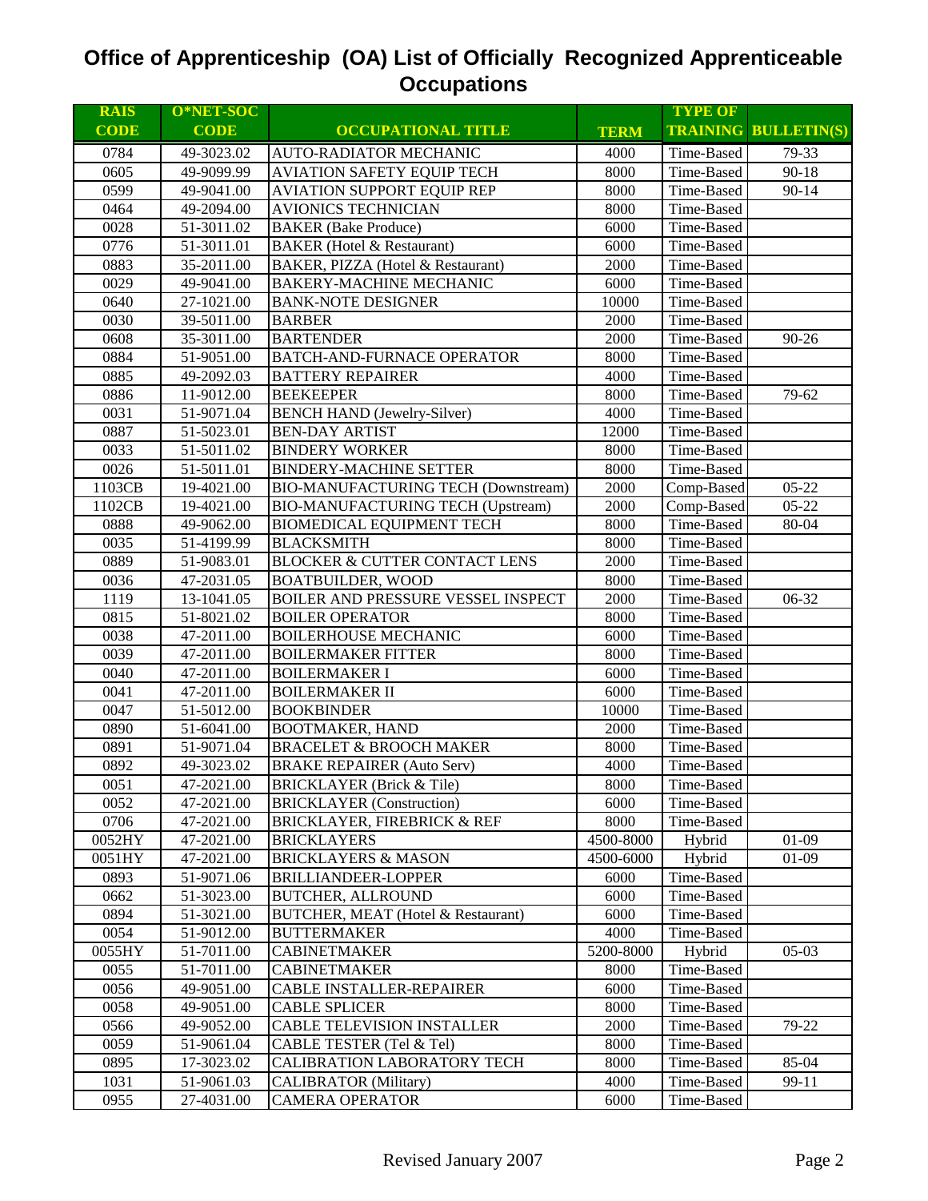# Office of Apprenticeship (OA) List of Officially Recognized Apprenticeable Occupations

| RAIS CODE | O*NET-SOC CODE | OCCUPATIONAL TITLE | TERM | TYPE OF TRAINING | BULLETIN(S) |
|---|---|---|---|---|---|
| 0784 | 49-3023.02 | AUTO-RADIATOR MECHANIC | 4000 | Time-Based | 79-33 |
| 0605 | 49-9099.99 | AVIATION SAFETY EQUIP TECH | 8000 | Time-Based | 90-18 |
| 0599 | 49-9041.00 | AVIATION SUPPORT EQUIP REP | 8000 | Time-Based | 90-14 |
| 0464 | 49-2094.00 | AVIONICS TECHNICIAN | 8000 | Time-Based | |
| 0028 | 51-3011.02 | BAKER (Bake Produce) | 6000 | Time-Based | |
| 0776 | 51-3011.01 | BAKER (Hotel & Restaurant) | 6000 | Time-Based | |
| 0883 | 35-2011.00 | BAKER, PIZZA (Hotel & Restaurant) | 2000 | Time-Based | |
| 0029 | 49-9041.00 | BAKERY-MACHINE MECHANIC | 6000 | Time-Based | |
| 0640 | 27-1021.00 | BANK-NOTE DESIGNER | 10000 | Time-Based | |
| 0030 | 39-5011.00 | BARBER | 2000 | Time-Based | |
| 0608 | 35-3011.00 | BARTENDER | 2000 | Time-Based | 90-26 |
| 0884 | 51-9051.00 | BATCH-AND-FURNACE OPERATOR | 8000 | Time-Based | |
| 0885 | 49-2092.03 | BATTERY REPAIRER | 4000 | Time-Based | |
| 0886 | 11-9012.00 | BEEKEEPER | 8000 | Time-Based | 79-62 |
| 0031 | 51-9071.04 | BENCH HAND (Jewelry-Silver) | 4000 | Time-Based | |
| 0887 | 51-5023.01 | BEN-DAY ARTIST | 12000 | Time-Based | |
| 0033 | 51-5011.02 | BINDERY WORKER | 8000 | Time-Based | |
| 0026 | 51-5011.01 | BINDERY-MACHINE SETTER | 8000 | Time-Based | |
| 1103CB | 19-4021.00 | BIO-MANUFACTURING TECH (Downstream) | 2000 | Comp-Based | 05-22 |
| 1102CB | 19-4021.00 | BIO-MANUFACTURING TECH (Upstream) | 2000 | Comp-Based | 05-22 |
| 0888 | 49-9062.00 | BIOMEDICAL EQUIPMENT TECH | 8000 | Time-Based | 80-04 |
| 0035 | 51-4199.99 | BLACKSMITH | 8000 | Time-Based | |
| 0889 | 51-9083.01 | BLOCKER & CUTTER CONTACT LENS | 2000 | Time-Based | |
| 0036 | 47-2031.05 | BOATBUILDER, WOOD | 8000 | Time-Based | |
| 1119 | 13-1041.05 | BOILER AND PRESSURE VESSEL INSPECT | 2000 | Time-Based | 06-32 |
| 0815 | 51-8021.02 | BOILER OPERATOR | 8000 | Time-Based | |
| 0038 | 47-2011.00 | BOILERHOUSE MECHANIC | 6000 | Time-Based | |
| 0039 | 47-2011.00 | BOILERMAKER FITTER | 8000 | Time-Based | |
| 0040 | 47-2011.00 | BOILERMAKER I | 6000 | Time-Based | |
| 0041 | 47-2011.00 | BOILERMAKER II | 6000 | Time-Based | |
| 0047 | 51-5012.00 | BOOKBINDER | 10000 | Time-Based | |
| 0890 | 51-6041.00 | BOOTMAKER, HAND | 2000 | Time-Based | |
| 0891 | 51-9071.04 | BRACELET & BROOCH MAKER | 8000 | Time-Based | |
| 0892 | 49-3023.02 | BRAKE REPAIRER (Auto Serv) | 4000 | Time-Based | |
| 0051 | 47-2021.00 | BRICKLAYER (Brick & Tile) | 8000 | Time-Based | |
| 0052 | 47-2021.00 | BRICKLAYER (Construction) | 6000 | Time-Based | |
| 0706 | 47-2021.00 | BRICKLAYER, FIREBRICK & REF | 8000 | Time-Based | |
| 0052HY | 47-2021.00 | BRICKLAYERS | 4500-8000 | Hybrid | 01-09 |
| 0051HY | 47-2021.00 | BRICKLAYERS & MASON | 4500-6000 | Hybrid | 01-09 |
| 0893 | 51-9071.06 | BRILLIANDEER-LOPPER | 6000 | Time-Based | |
| 0662 | 51-3023.00 | BUTCHER, ALLROUND | 6000 | Time-Based | |
| 0894 | 51-3021.00 | BUTCHER, MEAT (Hotel & Restaurant) | 6000 | Time-Based | |
| 0054 | 51-9012.00 | BUTTERMAKER | 4000 | Time-Based | |
| 0055HY | 51-7011.00 | CABINETMAKER | 5200-8000 | Hybrid | 05-03 |
| 0055 | 51-7011.00 | CABINETMAKER | 8000 | Time-Based | |
| 0056 | 49-9051.00 | CABLE INSTALLER-REPAIRER | 6000 | Time-Based | |
| 0058 | 49-9051.00 | CABLE SPLICER | 8000 | Time-Based | |
| 0566 | 49-9052.00 | CABLE TELEVISION INSTALLER | 2000 | Time-Based | 79-22 |
| 0059 | 51-9061.04 | CABLE TESTER (Tel & Tel) | 8000 | Time-Based | |
| 0895 | 17-3023.02 | CALIBRATION LABORATORY TECH | 8000 | Time-Based | 85-04 |
| 1031 | 51-9061.03 | CALIBRATOR (Military) | 4000 | Time-Based | 99-11 |
| 0955 | 27-4031.00 | CAMERA OPERATOR | 6000 | Time-Based | |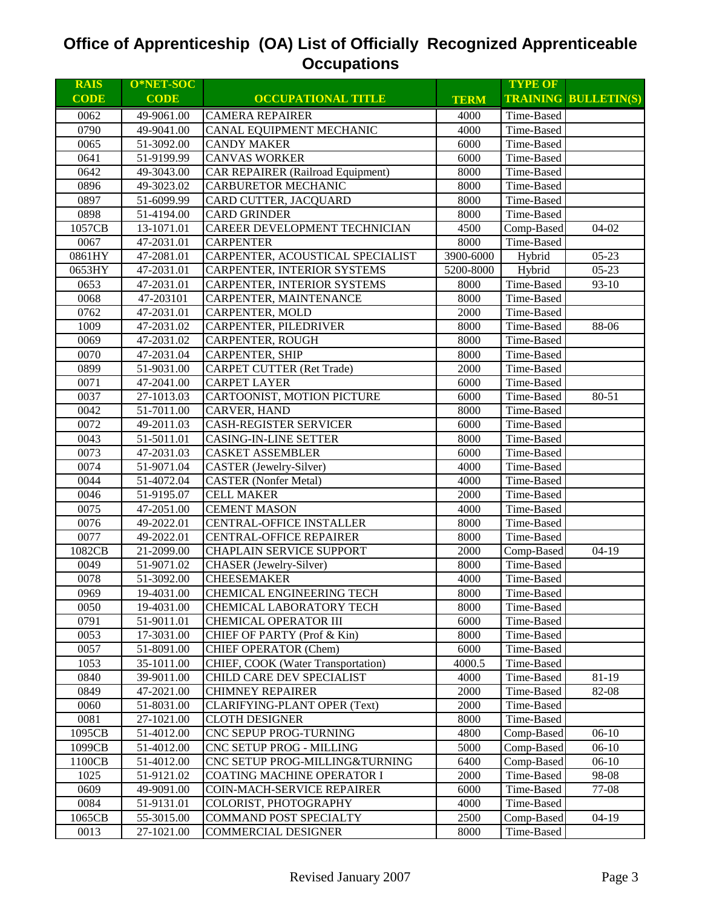# Office of Apprenticeship (OA) List of Officially Recognized Apprenticeable Occupations

| RAIS CODE | O*NET-SOC CODE | OCCUPATIONAL TITLE | TERM | TYPE OF TRAINING | BULLETIN(S) |
|---|---|---|---|---|---|
| 0062 | 49-9061.00 | CAMERA REPAIRER | 4000 | Time-Based | |
| 0790 | 49-9041.00 | CANAL EQUIPMENT MECHANIC | 4000 | Time-Based | |
| 0065 | 51-3092.00 | CANDY MAKER | 6000 | Time-Based | |
| 0641 | 51-9199.99 | CANVAS WORKER | 6000 | Time-Based | |
| 0642 | 49-3043.00 | CAR REPAIRER (Railroad Equipment) | 8000 | Time-Based | |
| 0896 | 49-3023.02 | CARBURETOR MECHANIC | 8000 | Time-Based | |
| 0897 | 51-6099.99 | CARD CUTTER, JACQUARD | 8000 | Time-Based | |
| 0898 | 51-4194.00 | CARD GRINDER | 8000 | Time-Based | |
| 1057CB | 13-1071.01 | CAREER DEVELOPMENT TECHNICIAN | 4500 | Comp-Based | 04-02 |
| 0067 | 47-2031.01 | CARPENTER | 8000 | Time-Based | |
| 0861HY | 47-2081.01 | CARPENTER, ACOUSTICAL SPECIALIST | 3900-6000 | Hybrid | 05-23 |
| 0653HY | 47-2031.01 | CARPENTER, INTERIOR SYSTEMS | 5200-8000 | Hybrid | 05-23 |
| 0653 | 47-2031.01 | CARPENTER, INTERIOR SYSTEMS | 8000 | Time-Based | 93-10 |
| 0068 | 47-203101 | CARPENTER, MAINTENANCE | 8000 | Time-Based | |
| 0762 | 47-2031.01 | CARPENTER, MOLD | 2000 | Time-Based | |
| 1009 | 47-2031.02 | CARPENTER, PILEDRIVER | 8000 | Time-Based | 88-06 |
| 0069 | 47-2031.02 | CARPENTER, ROUGH | 8000 | Time-Based | |
| 0070 | 47-2031.04 | CARPENTER, SHIP | 8000 | Time-Based | |
| 0899 | 51-9031.00 | CARPET CUTTER (Ret Trade) | 2000 | Time-Based | |
| 0071 | 47-2041.00 | CARPET LAYER | 6000 | Time-Based | |
| 0037 | 27-1013.03 | CARTOONIST, MOTION PICTURE | 6000 | Time-Based | 80-51 |
| 0042 | 51-7011.00 | CARVER, HAND | 8000 | Time-Based | |
| 0072 | 49-2011.03 | CASH-REGISTER SERVICER | 6000 | Time-Based | |
| 0043 | 51-5011.01 | CASING-IN-LINE SETTER | 8000 | Time-Based | |
| 0073 | 47-2031.03 | CASKET ASSEMBLER | 6000 | Time-Based | |
| 0074 | 51-9071.04 | CASTER (Jewelry-Silver) | 4000 | Time-Based | |
| 0044 | 51-4072.04 | CASTER (Nonfer Metal) | 4000 | Time-Based | |
| 0046 | 51-9195.07 | CELL MAKER | 2000 | Time-Based | |
| 0075 | 47-2051.00 | CEMENT MASON | 4000 | Time-Based | |
| 0076 | 49-2022.01 | CENTRAL-OFFICE INSTALLER | 8000 | Time-Based | |
| 0077 | 49-2022.01 | CENTRAL-OFFICE REPAIRER | 8000 | Time-Based | |
| 1082CB | 21-2099.00 | CHAPLAIN SERVICE SUPPORT | 2000 | Comp-Based | 04-19 |
| 0049 | 51-9071.02 | CHASER (Jewelry-Silver) | 8000 | Time-Based | |
| 0078 | 51-3092.00 | CHEESEMAKER | 4000 | Time-Based | |
| 0969 | 19-4031.00 | CHEMICAL ENGINEERING TECH | 8000 | Time-Based | |
| 0050 | 19-4031.00 | CHEMICAL LABORATORY TECH | 8000 | Time-Based | |
| 0791 | 51-9011.01 | CHEMICAL OPERATOR III | 6000 | Time-Based | |
| 0053 | 17-3031.00 | CHIEF OF PARTY (Prof & Kin) | 8000 | Time-Based | |
| 0057 | 51-8091.00 | CHIEF OPERATOR (Chem) | 6000 | Time-Based | |
| 1053 | 35-1011.00 | CHIEF, COOK (Water Transportation) | 4000.5 | Time-Based | |
| 0840 | 39-9011.00 | CHILD CARE DEV SPECIALIST | 4000 | Time-Based | 81-19 |
| 0849 | 47-2021.00 | CHIMNEY REPAIRER | 2000 | Time-Based | 82-08 |
| 0060 | 51-8031.00 | CLARIFYING-PLANT OPER (Text) | 2000 | Time-Based | |
| 0081 | 27-1021.00 | CLOTH DESIGNER | 8000 | Time-Based | |
| 1095CB | 51-4012.00 | CNC SEPUP PROG-TURNING | 4800 | Comp-Based | 06-10 |
| 1099CB | 51-4012.00 | CNC SETUP PROG - MILLING | 5000 | Comp-Based | 06-10 |
| 1100CB | 51-4012.00 | CNC SETUP PROG-MILLING&TURNING | 6400 | Comp-Based | 06-10 |
| 1025 | 51-9121.02 | COATING MACHINE OPERATOR I | 2000 | Time-Based | 98-08 |
| 0609 | 49-9091.00 | COIN-MACH-SERVICE REPAIRER | 6000 | Time-Based | 77-08 |
| 0084 | 51-9131.01 | COLORIST, PHOTOGRAPHY | 4000 | Time-Based | |
| 1065CB | 55-3015.00 | COMMAND POST SPECIALTY | 2500 | Comp-Based | 04-19 |
| 0013 | 27-1021.00 | COMMERCIAL DESIGNER | 8000 | Time-Based | |

Revised January 2007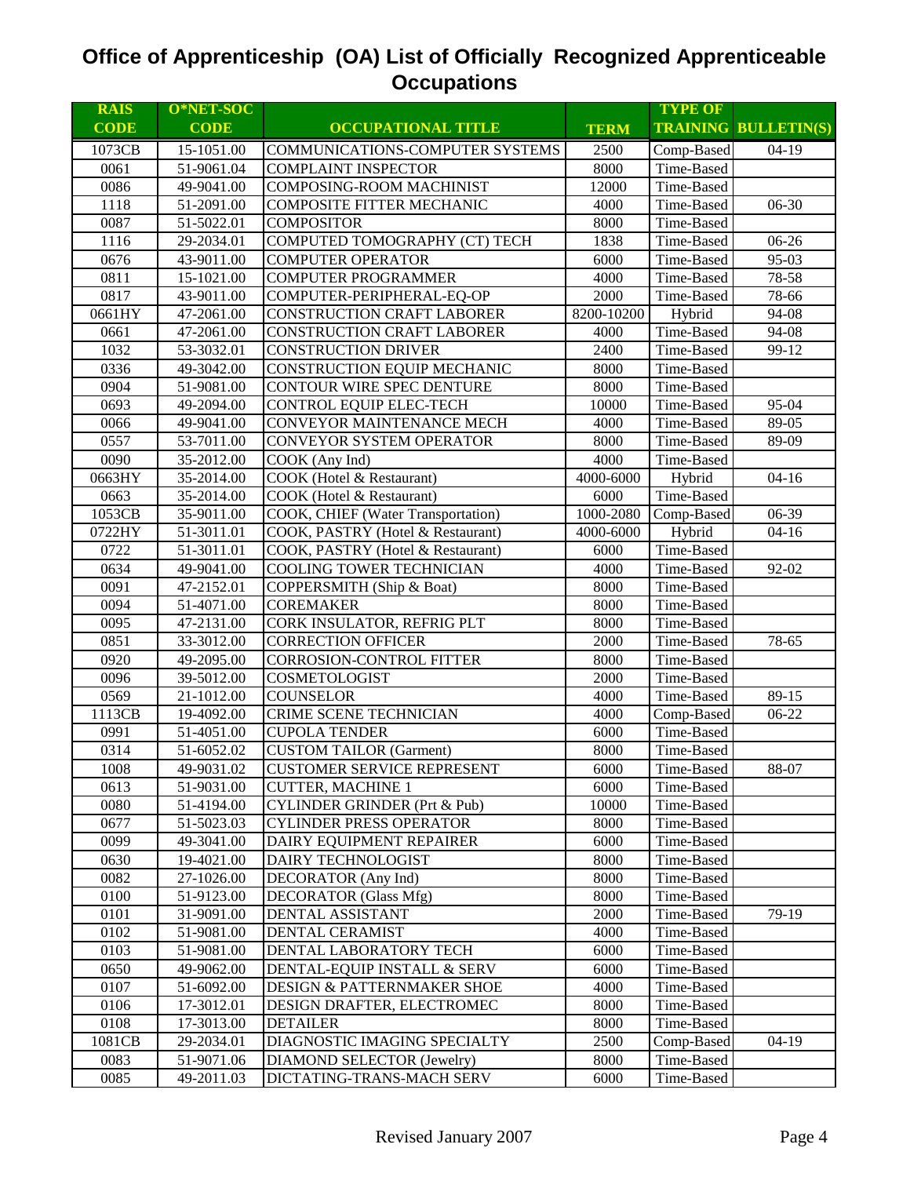# Office of Apprenticeship (OA) List of Officially Recognized Apprenticeable Occupations

| RAIS CODE | O*NET-SOC CODE | OCCUPATIONAL TITLE | TERM | TYPE OF TRAINING | BULLETIN(S) |
|---|---|---|---|---|---|
| 1073CB | 15-1051.00 | COMMUNICATIONS-COMPUTER SYSTEMS | 2500 | Comp-Based | 04-19 |
| 0061 | 51-9061.04 | COMPLAINT INSPECTOR | 8000 | Time-Based | |
| 0086 | 49-9041.00 | COMPOSING-ROOM MACHINIST | 12000 | Time-Based | |
| 1118 | 51-2091.00 | COMPOSITE FITTER MECHANIC | 4000 | Time-Based | 06-30 |
| 0087 | 51-5022.01 | COMPOSITOR | 8000 | Time-Based | |
| 1116 | 29-2034.01 | COMPUTED TOMOGRAPHY (CT) TECH | 1838 | Time-Based | 06-26 |
| 0676 | 43-9011.00 | COMPUTER OPERATOR | 6000 | Time-Based | 95-03 |
| 0811 | 15-1021.00 | COMPUTER PROGRAMMER | 4000 | Time-Based | 78-58 |
| 0817 | 43-9011.00 | COMPUTER-PERIPHERAL-EQ-OP | 2000 | Time-Based | 78-66 |
| 0661HY | 47-2061.00 | CONSTRUCTION CRAFT LABORER | 8200-10200 | Hybrid | 94-08 |
| 0661 | 47-2061.00 | CONSTRUCTION CRAFT LABORER | 4000 | Time-Based | 94-08 |
| 1032 | 53-3032.01 | CONSTRUCTION DRIVER | 2400 | Time-Based | 99-12 |
| 0336 | 49-3042.00 | CONSTRUCTION EQUIP MECHANIC | 8000 | Time-Based | |
| 0904 | 51-9081.00 | CONTOUR WIRE SPEC DENTURE | 8000 | Time-Based | |
| 0693 | 49-2094.00 | CONTROL EQUIP ELEC-TECH | 10000 | Time-Based | 95-04 |
| 0066 | 49-9041.00 | CONVEYOR MAINTENANCE MECH | 4000 | Time-Based | 89-05 |
| 0557 | 53-7011.00 | CONVEYOR SYSTEM OPERATOR | 8000 | Time-Based | 89-09 |
| 0090 | 35-2012.00 | COOK (Any Ind) | 4000 | Time-Based | |
| 0663HY | 35-2014.00 | COOK (Hotel & Restaurant) | 4000-6000 | Hybrid | 04-16 |
| 0663 | 35-2014.00 | COOK (Hotel & Restaurant) | 6000 | Time-Based | |
| 1053CB | 35-9011.00 | COOK, CHIEF (Water Transportation) | 1000-2080 | Comp-Based | 06-39 |
| 0722HY | 51-3011.01 | COOK, PASTRY (Hotel & Restaurant) | 4000-6000 | Hybrid | 04-16 |
| 0722 | 51-3011.01 | COOK, PASTRY (Hotel & Restaurant) | 6000 | Time-Based | |
| 0634 | 49-9041.00 | COOLING TOWER TECHNICIAN | 4000 | Time-Based | 92-02 |
| 0091 | 47-2152.01 | COPPERSMITH (Ship & Boat) | 8000 | Time-Based | |
| 0094 | 51-4071.00 | COREMAKER | 8000 | Time-Based | |
| 0095 | 47-2131.00 | CORK INSULATOR, REFRIG PLT | 8000 | Time-Based | |
| 0851 | 33-3012.00 | CORRECTION OFFICER | 2000 | Time-Based | 78-65 |
| 0920 | 49-2095.00 | CORROSION-CONTROL FITTER | 8000 | Time-Based | |
| 0096 | 39-5012.00 | COSMETOLOGIST | 2000 | Time-Based | |
| 0569 | 21-1012.00 | COUNSELOR | 4000 | Time-Based | 89-15 |
| 1113CB | 19-4092.00 | CRIME SCENE TECHNICIAN | 4000 | Comp-Based | 06-22 |
| 0991 | 51-4051.00 | CUPOLA TENDER | 6000 | Time-Based | |
| 0314 | 51-6052.02 | CUSTOM TAILOR (Garment) | 8000 | Time-Based | |
| 1008 | 49-9031.02 | CUSTOMER SERVICE REPRESENT | 6000 | Time-Based | 88-07 |
| 0613 | 51-9031.00 | CUTTER, MACHINE 1 | 6000 | Time-Based | |
| 0080 | 51-4194.00 | CYLINDER GRINDER (Prt & Pub) | 10000 | Time-Based | |
| 0677 | 51-5023.03 | CYLINDER PRESS OPERATOR | 8000 | Time-Based | |
| 0099 | 49-3041.00 | DAIRY EQUIPMENT REPAIRER | 6000 | Time-Based | |
| 0630 | 19-4021.00 | DAIRY TECHNOLOGIST | 8000 | Time-Based | |
| 0082 | 27-1026.00 | DECORATOR (Any Ind) | 8000 | Time-Based | |
| 0100 | 51-9123.00 | DECORATOR (Glass Mfg) | 8000 | Time-Based | |
| 0101 | 31-9091.00 | DENTAL ASSISTANT | 2000 | Time-Based | 79-19 |
| 0102 | 51-9081.00 | DENTAL CERAMIST | 4000 | Time-Based | |
| 0103 | 51-9081.00 | DENTAL LABORATORY TECH | 6000 | Time-Based | |
| 0650 | 49-9062.00 | DENTAL-EQUIP INSTALL & SERV | 6000 | Time-Based | |
| 0107 | 51-6092.00 | DESIGN & PATTERNMAKER SHOE | 4000 | Time-Based | |
| 0106 | 17-3012.01 | DESIGN DRAFTER, ELECTROMEC | 8000 | Time-Based | |
| 0108 | 17-3013.00 | DETAILER | 8000 | Time-Based | |
| 1081CB | 29-2034.01 | DIAGNOSTIC IMAGING SPECIALTY | 2500 | Comp-Based | 04-19 |
| 0083 | 51-9071.06 | DIAMOND SELECTOR (Jewelry) | 8000 | Time-Based | |
| 0085 | 49-2011.03 | DICTATING-TRANS-MACH SERV | 6000 | Time-Based | |

Revised January 2007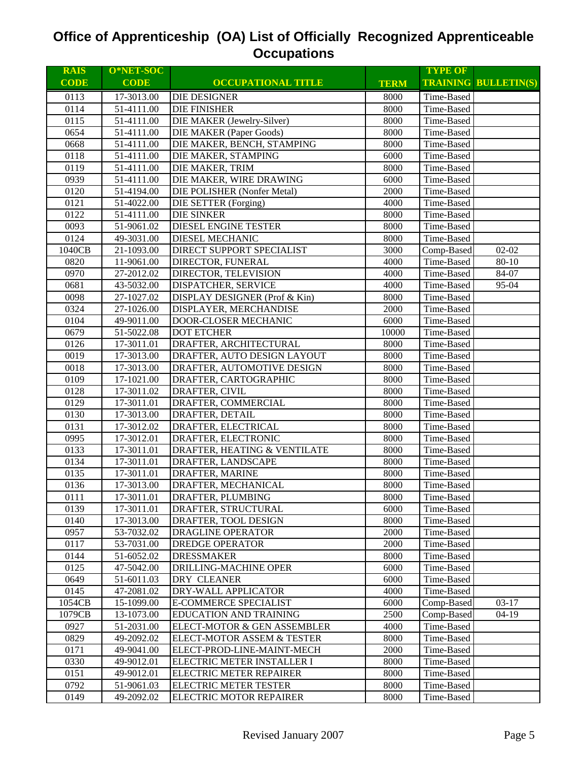# Office of Apprenticeship (OA) List of Officially Recognized Apprenticeable Occupations

| RAIS CODE | O*NET-SOC CODE | OCCUPATIONAL TITLE | TERM | TYPE OF TRAINING | BULLETIN(S) |
|---|---|---|---|---|---|
| 0113 | 17-3013.00 | DIE DESIGNER | 8000 | Time-Based | |
| 0114 | 51-4111.00 | DIE FINISHER | 8000 | Time-Based | |
| 0115 | 51-4111.00 | DIE MAKER (Jewelry-Silver) | 8000 | Time-Based | |
| 0654 | 51-4111.00 | DIE MAKER (Paper Goods) | 8000 | Time-Based | |
| 0668 | 51-4111.00 | DIE MAKER, BENCH, STAMPING | 8000 | Time-Based | |
| 0118 | 51-4111.00 | DIE MAKER, STAMPING | 6000 | Time-Based | |
| 0119 | 51-4111.00 | DIE MAKER, TRIM | 8000 | Time-Based | |
| 0939 | 51-4111.00 | DIE MAKER, WIRE DRAWING | 6000 | Time-Based | |
| 0120 | 51-4194.00 | DIE POLISHER (Nonfer Metal) | 2000 | Time-Based | |
| 0121 | 51-4022.00 | DIE SETTER (Forging) | 4000 | Time-Based | |
| 0122 | 51-4111.00 | DIE SINKER | 8000 | Time-Based | |
| 0093 | 51-9061.02 | DIESEL ENGINE TESTER | 8000 | Time-Based | |
| 0124 | 49-3031.00 | DIESEL MECHANIC | 8000 | Time-Based | |
| 1040CB | 21-1093.00 | DIRECT SUPPORT SPECIALIST | 3000 | Comp-Based | 02-02 |
| 0820 | 11-9061.00 | DIRECTOR, FUNERAL | 4000 | Time-Based | 80-10 |
| 0970 | 27-2012.02 | DIRECTOR, TELEVISION | 4000 | Time-Based | 84-07 |
| 0681 | 43-5032.00 | DISPATCHER, SERVICE | 4000 | Time-Based | 95-04 |
| 0098 | 27-1027.02 | DISPLAY DESIGNER (Prof & Kin) | 8000 | Time-Based | |
| 0324 | 27-1026.00 | DISPLAYER, MERCHANDISE | 2000 | Time-Based | |
| 0104 | 49-9011.00 | DOOR-CLOSER MECHANIC | 6000 | Time-Based | |
| 0679 | 51-5022.08 | DOT ETCHER | 10000 | Time-Based | |
| 0126 | 17-3011.01 | DRAFTER, ARCHITECTURAL | 8000 | Time-Based | |
| 0019 | 17-3013.00 | DRAFTER, AUTO DESIGN LAYOUT | 8000 | Time-Based | |
| 0018 | 17-3013.00 | DRAFTER, AUTOMOTIVE DESIGN | 8000 | Time-Based | |
| 0109 | 17-1021.00 | DRAFTER, CARTOGRAPHIC | 8000 | Time-Based | |
| 0128 | 17-3011.02 | DRAFTER, CIVIL | 8000 | Time-Based | |
| 0129 | 17-3011.01 | DRAFTER, COMMERCIAL | 8000 | Time-Based | |
| 0130 | 17-3013.00 | DRAFTER, DETAIL | 8000 | Time-Based | |
| 0131 | 17-3012.02 | DRAFTER, ELECTRICAL | 8000 | Time-Based | |
| 0995 | 17-3012.01 | DRAFTER, ELECTRONIC | 8000 | Time-Based | |
| 0133 | 17-3011.01 | DRAFTER, HEATING & VENTILATE | 8000 | Time-Based | |
| 0134 | 17-3011.01 | DRAFTER, LANDSCAPE | 8000 | Time-Based | |
| 0135 | 17-3011.01 | DRAFTER, MARINE | 8000 | Time-Based | |
| 0136 | 17-3013.00 | DRAFTER, MECHANICAL | 8000 | Time-Based | |
| 0111 | 17-3011.01 | DRAFTER, PLUMBING | 8000 | Time-Based | |
| 0139 | 17-3011.01 | DRAFTER, STRUCTURAL | 6000 | Time-Based | |
| 0140 | 17-3013.00 | DRAFTER, TOOL DESIGN | 8000 | Time-Based | |
| 0957 | 53-7032.02 | DRAGLINE OPERATOR | 2000 | Time-Based | |
| 0117 | 53-7031.00 | DREDGE OPERATOR | 2000 | Time-Based | |
| 0144 | 51-6052.02 | DRESSMAKER | 8000 | Time-Based | |
| 0125 | 47-5042.00 | DRILLING-MACHINE OPER | 6000 | Time-Based | |
| 0649 | 51-6011.03 | DRY CLEANER | 6000 | Time-Based | |
| 0145 | 47-2081.02 | DRY-WALL APPLICATOR | 4000 | Time-Based | |
| 1054CB | 15-1099.00 | E-COMMERCE SPECIALIST | 6000 | Comp-Based | 03-17 |
| 1079CB | 13-1073.00 | EDUCATION AND TRAINING | 2500 | Comp-Based | 04-19 |
| 0927 | 51-2031.00 | ELECT-MOTOR & GEN ASSEMBLER | 4000 | Time-Based | |
| 0829 | 49-2092.02 | ELECT-MOTOR ASSEM & TESTER | 8000 | Time-Based | |
| 0171 | 49-9041.00 | ELECT-PROD-LINE-MAINT-MECH | 2000 | Time-Based | |
| 0330 | 49-9012.01 | ELECTRIC METER INSTALLER I | 8000 | Time-Based | |
| 0151 | 49-9012.01 | ELECTRIC METER REPAIRER | 8000 | Time-Based | |
| 0792 | 51-9061.03 | ELECTRIC METER TESTER | 8000 | Time-Based | |
| 0149 | 49-2092.02 | ELECTRIC MOTOR REPAIRER | 8000 | Time-Based | |

Revised January 2007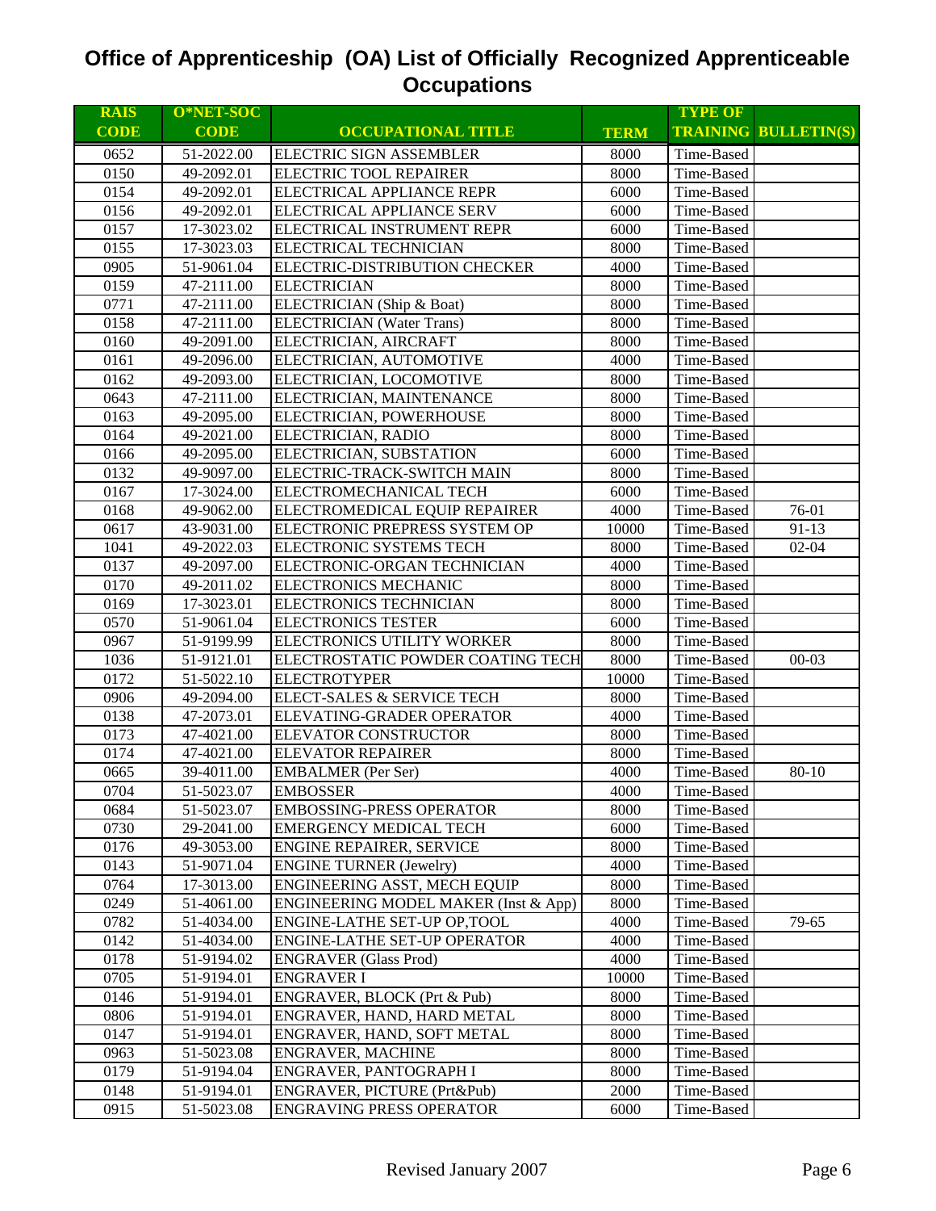# Office of Apprenticeship (OA) List of Officially Recognized Apprenticeable Occupations

| RAIS CODE | O*NET-SOC CODE | OCCUPATIONAL TITLE | TERM | TYPE OF TRAINING | BULLETIN(S) |
|---|---|---|---|---|---|
| 0652 | 51-2022.00 | ELECTRIC SIGN ASSEMBLER | 8000 | Time-Based | |
| 0150 | 49-2092.01 | ELECTRIC TOOL REPAIRER | 8000 | Time-Based | |
| 0154 | 49-2092.01 | ELECTRICAL APPLIANCE REPR | 6000 | Time-Based | |
| 0156 | 49-2092.01 | ELECTRICAL APPLIANCE SERV | 6000 | Time-Based | |
| 0157 | 17-3023.02 | ELECTRICAL INSTRUMENT REPR | 6000 | Time-Based | |
| 0155 | 17-3023.03 | ELECTRICAL TECHNICIAN | 8000 | Time-Based | |
| 0905 | 51-9061.04 | ELECTRIC-DISTRIBUTION CHECKER | 4000 | Time-Based | |
| 0159 | 47-2111.00 | ELECTRICIAN | 8000 | Time-Based | |
| 0771 | 47-2111.00 | ELECTRICIAN (Ship & Boat) | 8000 | Time-Based | |
| 0158 | 47-2111.00 | ELECTRICIAN (Water Trans) | 8000 | Time-Based | |
| 0160 | 49-2091.00 | ELECTRICIAN, AIRCRAFT | 8000 | Time-Based | |
| 0161 | 49-2096.00 | ELECTRICIAN, AUTOMOTIVE | 4000 | Time-Based | |
| 0162 | 49-2093.00 | ELECTRICIAN, LOCOMOTIVE | 8000 | Time-Based | |
| 0643 | 47-2111.00 | ELECTRICIAN, MAINTENANCE | 8000 | Time-Based | |
| 0163 | 49-2095.00 | ELECTRICIAN, POWERHOUSE | 8000 | Time-Based | |
| 0164 | 49-2021.00 | ELECTRICIAN, RADIO | 8000 | Time-Based | |
| 0166 | 49-2095.00 | ELECTRICIAN, SUBSTATION | 6000 | Time-Based | |
| 0132 | 49-9097.00 | ELECTRIC-TRACK-SWITCH MAIN | 8000 | Time-Based | |
| 0167 | 17-3024.00 | ELECTROMECHANICAL TECH | 6000 | Time-Based | |
| 0168 | 49-9062.00 | ELECTROMEDICAL EQUIP REPAIRER | 4000 | Time-Based | 76-01 |
| 0617 | 43-9031.00 | ELECTRONIC PREPRESS SYSTEM OP | 10000 | Time-Based | 91-13 |
| 1041 | 49-2022.03 | ELECTRONIC SYSTEMS TECH | 8000 | Time-Based | 02-04 |
| 0137 | 49-2097.00 | ELECTRONIC-ORGAN TECHNICIAN | 4000 | Time-Based | |
| 0170 | 49-2011.02 | ELECTRONICS MECHANIC | 8000 | Time-Based | |
| 0169 | 17-3023.01 | ELECTRONICS TECHNICIAN | 8000 | Time-Based | |
| 0570 | 51-9061.04 | ELECTRONICS TESTER | 6000 | Time-Based | |
| 0967 | 51-9199.99 | ELECTRONICS UTILITY WORKER | 8000 | Time-Based | |
| 1036 | 51-9121.01 | ELECTROSTATIC POWDER COATING TECH | 8000 | Time-Based | 00-03 |
| 0172 | 51-5022.10 | ELECTROTYPER | 10000 | Time-Based | |
| 0906 | 49-2094.00 | ELECT-SALES & SERVICE TECH | 8000 | Time-Based | |
| 0138 | 47-2073.01 | ELEVATING-GRADER OPERATOR | 4000 | Time-Based | |
| 0173 | 47-4021.00 | ELEVATOR CONSTRUCTOR | 8000 | Time-Based | |
| 0174 | 47-4021.00 | ELEVATOR REPAIRER | 8000 | Time-Based | |
| 0665 | 39-4011.00 | EMBALMER (Per Ser) | 4000 | Time-Based | 80-10 |
| 0704 | 51-5023.07 | EMBOSSER | 4000 | Time-Based | |
| 0684 | 51-5023.07 | EMBOSSING-PRESS OPERATOR | 8000 | Time-Based | |
| 0730 | 29-2041.00 | EMERGENCY MEDICAL TECH | 6000 | Time-Based | |
| 0176 | 49-3053.00 | ENGINE REPAIRER, SERVICE | 8000 | Time-Based | |
| 0143 | 51-9071.04 | ENGINE TURNER (Jewelry) | 4000 | Time-Based | |
| 0764 | 17-3013.00 | ENGINEERING ASST, MECH EQUIP | 8000 | Time-Based | |
| 0249 | 51-4061.00 | ENGINEERING MODEL MAKER (Inst & App) | 8000 | Time-Based | |
| 0782 | 51-4034.00 | ENGINE-LATHE SET-UP OP,TOOL | 4000 | Time-Based | 79-65 |
| 0142 | 51-4034.00 | ENGINE-LATHE SET-UP OPERATOR | 4000 | Time-Based | |
| 0178 | 51-9194.02 | ENGRAVER (Glass Prod) | 4000 | Time-Based | |
| 0705 | 51-9194.01 | ENGRAVER I | 10000 | Time-Based | |
| 0146 | 51-9194.01 | ENGRAVER, BLOCK (Prt & Pub) | 8000 | Time-Based | |
| 0806 | 51-9194.01 | ENGRAVER, HAND, HARD METAL | 8000 | Time-Based | |
| 0147 | 51-9194.01 | ENGRAVER, HAND, SOFT METAL | 8000 | Time-Based | |
| 0963 | 51-5023.08 | ENGRAVER, MACHINE | 8000 | Time-Based | |
| 0179 | 51-9194.04 | ENGRAVER, PANTOGRAPH I | 8000 | Time-Based | |
| 0148 | 51-9194.01 | ENGRAVER, PICTURE (Prt&Pub) | 2000 | Time-Based | |
| 0915 | 51-5023.08 | ENGRAVING PRESS OPERATOR | 6000 | Time-Based | |

Revised January 2007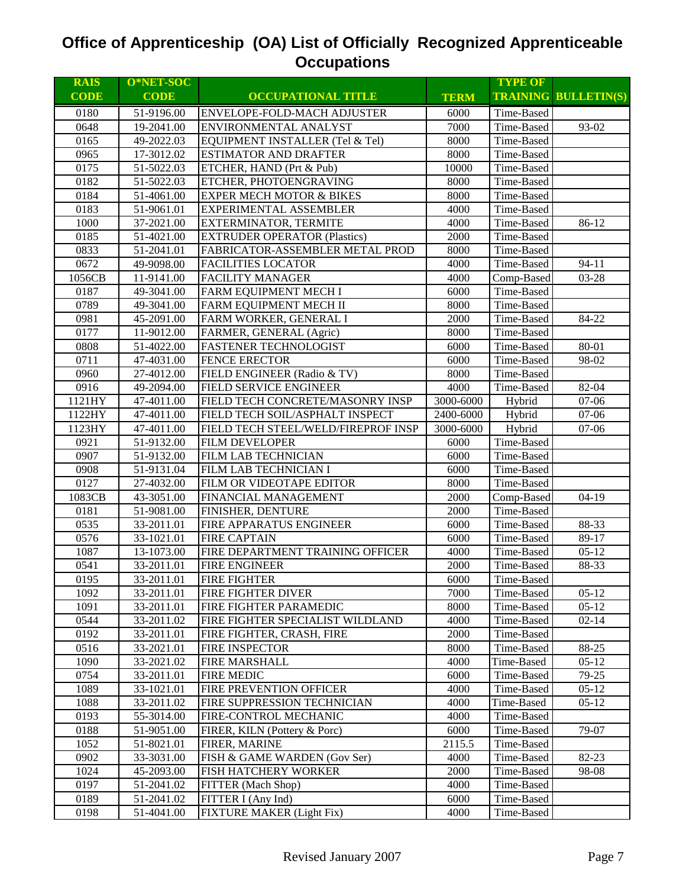# Office of Apprenticeship (OA) List of Officially Recognized Apprenticeable Occupations

| RAIS CODE | O*NET-SOC CODE | OCCUPATIONAL TITLE | TERM | TYPE OF TRAINING | BULLETIN(S) |
|---|---|---|---|---|---|
| 0180 | 51-9196.00 | ENVELOPE-FOLD-MACH ADJUSTER | 6000 | Time-Based | |
| 0648 | 19-2041.00 | ENVIRONMENTAL ANALYST | 7000 | Time-Based | 93-02 |
| 0165 | 49-2022.03 | EQUIPMENT INSTALLER (Tel & Tel) | 8000 | Time-Based | |
| 0965 | 17-3012.02 | ESTIMATOR AND DRAFTER | 8000 | Time-Based | |
| 0175 | 51-5022.03 | ETCHER, HAND (Prt & Pub) | 10000 | Time-Based | |
| 0182 | 51-5022.03 | ETCHER, PHOTOENGRAVING | 8000 | Time-Based | |
| 0184 | 51-4061.00 | EXPER MECH MOTOR & BIKES | 8000 | Time-Based | |
| 0183 | 51-9061.01 | EXPERIMENTAL ASSEMBLER | 4000 | Time-Based | |
| 1000 | 37-2021.00 | EXTERMINATOR, TERMITE | 4000 | Time-Based | 86-12 |
| 0185 | 51-4021.00 | EXTRUDER OPERATOR (Plastics) | 2000 | Time-Based | |
| 0833 | 51-2041.01 | FABRICATOR-ASSEMBLER METAL PROD | 8000 | Time-Based | |
| 0672 | 49-9098.00 | FACILITIES LOCATOR | 4000 | Time-Based | 94-11 |
| 1056CB | 11-9141.00 | FACILITY MANAGER | 4000 | Comp-Based | 03-28 |
| 0187 | 49-3041.00 | FARM EQUIPMENT MECH I | 6000 | Time-Based | |
| 0789 | 49-3041.00 | FARM EQUIPMENT MECH II | 8000 | Time-Based | |
| 0981 | 45-2091.00 | FARM WORKER, GENERAL I | 2000 | Time-Based | 84-22 |
| 0177 | 11-9012.00 | FARMER, GENERAL (Agric) | 8000 | Time-Based | |
| 0808 | 51-4022.00 | FASTENER TECHNOLOGIST | 6000 | Time-Based | 80-01 |
| 0711 | 47-4031.00 | FENCE ERECTOR | 6000 | Time-Based | 98-02 |
| 0960 | 27-4012.00 | FIELD ENGINEER (Radio & TV) | 8000 | Time-Based | |
| 0916 | 49-2094.00 | FIELD SERVICE ENGINEER | 4000 | Time-Based | 82-04 |
| 1121HY | 47-4011.00 | FIELD TECH CONCRETE/MASONRY INSP | 3000-6000 | Hybrid | 07-06 |
| 1122HY | 47-4011.00 | FIELD TECH SOIL/ASPHALT INSPECT | 2400-6000 | Hybrid | 07-06 |
| 1123HY | 47-4011.00 | FIELD TECH STEEL/WELD/FIREPROF INSP | 3000-6000 | Hybrid | 07-06 |
| 0921 | 51-9132.00 | FILM DEVELOPER | 6000 | Time-Based | |
| 0907 | 51-9132.00 | FILM LAB TECHNICIAN | 6000 | Time-Based | |
| 0908 | 51-9131.04 | FILM LAB TECHNICIAN I | 6000 | Time-Based | |
| 0127 | 27-4032.00 | FILM OR VIDEOTAPE EDITOR | 8000 | Time-Based | |
| 1083CB | 43-3051.00 | FINANCIAL MANAGEMENT | 2000 | Comp-Based | 04-19 |
| 0181 | 51-9081.00 | FINISHER, DENTURE | 2000 | Time-Based | |
| 0535 | 33-2011.01 | FIRE APPARATUS ENGINEER | 6000 | Time-Based | 88-33 |
| 0576 | 33-1021.01 | FIRE CAPTAIN | 6000 | Time-Based | 89-17 |
| 1087 | 13-1073.00 | FIRE DEPARTMENT TRAINING OFFICER | 4000 | Time-Based | 05-12 |
| 0541 | 33-2011.01 | FIRE ENGINEER | 2000 | Time-Based | 88-33 |
| 0195 | 33-2011.01 | FIRE FIGHTER | 6000 | Time-Based | |
| 1092 | 33-2011.01 | FIRE FIGHTER DIVER | 7000 | Time-Based | 05-12 |
| 1091 | 33-2011.01 | FIRE FIGHTER PARAMEDIC | 8000 | Time-Based | 05-12 |
| 0544 | 33-2011.02 | FIRE FIGHTER SPECIALIST WILDLAND | 4000 | Time-Based | 02-14 |
| 0192 | 33-2011.01 | FIRE FIGHTER, CRASH, FIRE | 2000 | Time-Based | |
| 0516 | 33-2021.01 | FIRE INSPECTOR | 8000 | Time-Based | 88-25 |
| 1090 | 33-2021.02 | FIRE MARSHALL | 4000 | Time-Based | 05-12 |
| 0754 | 33-2011.01 | FIRE MEDIC | 6000 | Time-Based | 79-25 |
| 1089 | 33-1021.01 | FIRE PREVENTION OFFICER | 4000 | Time-Based | 05-12 |
| 1088 | 33-2011.02 | FIRE SUPPRESSION TECHNICIAN | 4000 | Time-Based | 05-12 |
| 0193 | 55-3014.00 | FIRE-CONTROL MECHANIC | 4000 | Time-Based | |
| 0188 | 51-9051.00 | FIRER, KILN (Pottery & Porc) | 6000 | Time-Based | 79-07 |
| 1052 | 51-8021.01 | FIRER, MARINE | 2115.5 | Time-Based | |
| 0902 | 33-3031.00 | FISH & GAME WARDEN (Gov Ser) | 4000 | Time-Based | 82-23 |
| 1024 | 45-2093.00 | FISH HATCHERY WORKER | 2000 | Time-Based | 98-08 |
| 0197 | 51-2041.02 | FITTER (Mach Shop) | 4000 | Time-Based | |
| 0189 | 51-2041.02 | FITTER I (Any Ind) | 6000 | Time-Based | |
| 0198 | 51-4041.00 | FIXTURE MAKER (Light Fix) | 4000 | Time-Based | |

Revised January 2007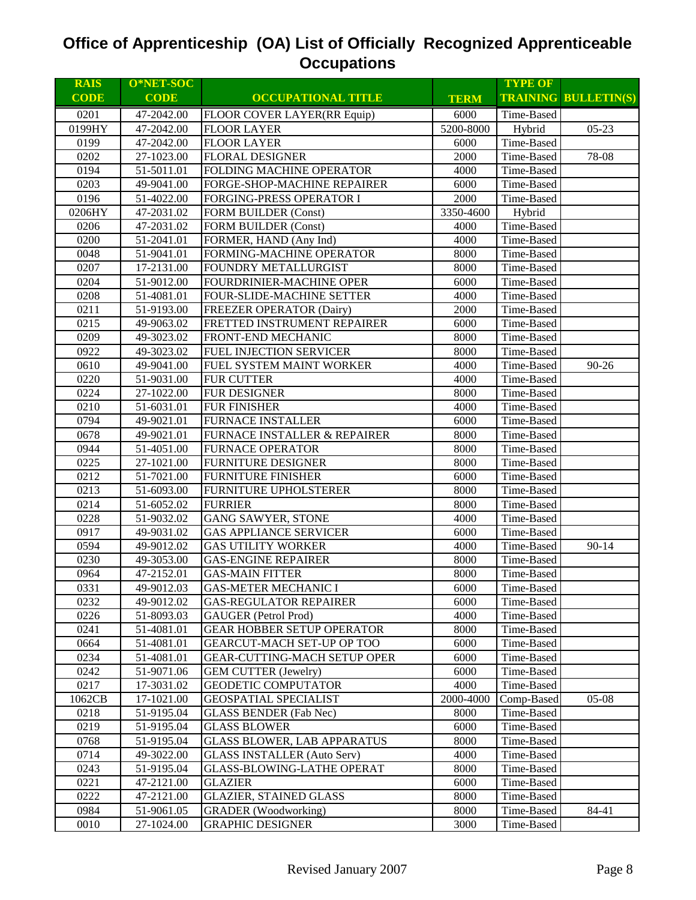# Office of Apprenticeship (OA) List of Officially Recognized Apprenticeable Occupations

| RAIS CODE | O*NET-SOC CODE | OCCUPATIONAL TITLE | TERM | TYPE OF TRAINING | BULLETIN(S) |
|---|---|---|---|---|---|
| 0201 | 47-2042.00 | FLOOR COVER LAYER(RR Equip) | 6000 | Time-Based | |
| 0199HY | 47-2042.00 | FLOOR LAYER | 5200-8000 | Hybrid | 05-23 |
| 0199 | 47-2042.00 | FLOOR LAYER | 6000 | Time-Based | |
| 0202 | 27-1023.00 | FLORAL DESIGNER | 2000 | Time-Based | 78-08 |
| 0194 | 51-5011.01 | FOLDING MACHINE OPERATOR | 4000 | Time-Based | |
| 0203 | 49-9041.00 | FORGE-SHOP-MACHINE REPAIRER | 6000 | Time-Based | |
| 0196 | 51-4022.00 | FORGING-PRESS OPERATOR I | 2000 | Time-Based | |
| 0206HY | 47-2031.02 | FORM BUILDER (Const) | 3350-4600 | Hybrid | |
| 0206 | 47-2031.02 | FORM BUILDER (Const) | 4000 | Time-Based | |
| 0200 | 51-2041.01 | FORMER, HAND (Any Ind) | 4000 | Time-Based | |
| 0048 | 51-9041.01 | FORMING-MACHINE OPERATOR | 8000 | Time-Based | |
| 0207 | 17-2131.00 | FOUNDRY METALLURGIST | 8000 | Time-Based | |
| 0204 | 51-9012.00 | FOURDRINIER-MACHINE OPER | 6000 | Time-Based | |
| 0208 | 51-4081.01 | FOUR-SLIDE-MACHINE SETTER | 4000 | Time-Based | |
| 0211 | 51-9193.00 | FREEZER OPERATOR (Dairy) | 2000 | Time-Based | |
| 0215 | 49-9063.02 | FRETTED INSTRUMENT REPAIRER | 6000 | Time-Based | |
| 0209 | 49-3023.02 | FRONT-END MECHANIC | 8000 | Time-Based | |
| 0922 | 49-3023.02 | FUEL INJECTION SERVICER | 8000 | Time-Based | |
| 0610 | 49-9041.00 | FUEL SYSTEM MAINT WORKER | 4000 | Time-Based | 90-26 |
| 0220 | 51-9031.00 | FUR CUTTER | 4000 | Time-Based | |
| 0224 | 27-1022.00 | FUR DESIGNER | 8000 | Time-Based | |
| 0210 | 51-6031.01 | FUR FINISHER | 4000 | Time-Based | |
| 0794 | 49-9021.01 | FURNACE INSTALLER | 6000 | Time-Based | |
| 0678 | 49-9021.01 | FURNACE INSTALLER & REPAIRER | 8000 | Time-Based | |
| 0944 | 51-4051.00 | FURNACE OPERATOR | 8000 | Time-Based | |
| 0225 | 27-1021.00 | FURNITURE DESIGNER | 8000 | Time-Based | |
| 0212 | 51-7021.00 | FURNITURE FINISHER | 6000 | Time-Based | |
| 0213 | 51-6093.00 | FURNITURE UPHOLSTERER | 8000 | Time-Based | |
| 0214 | 51-6052.02 | FURRIER | 8000 | Time-Based | |
| 0228 | 51-9032.02 | GANG SAWYER, STONE | 4000 | Time-Based | |
| 0917 | 49-9031.02 | GAS APPLIANCE SERVICER | 6000 | Time-Based | |
| 0594 | 49-9012.02 | GAS UTILITY WORKER | 4000 | Time-Based | 90-14 |
| 0230 | 49-3053.00 | GAS-ENGINE REPAIRER | 8000 | Time-Based | |
| 0964 | 47-2152.01 | GAS-MAIN FITTER | 8000 | Time-Based | |
| 0331 | 49-9012.03 | GAS-METER MECHANIC I | 6000 | Time-Based | |
| 0232 | 49-9012.02 | GAS-REGULATOR REPAIRER | 6000 | Time-Based | |
| 0226 | 51-8093.03 | GAUGER (Petrol Prod) | 4000 | Time-Based | |
| 0241 | 51-4081.01 | GEAR HOBBER SETUP OPERATOR | 8000 | Time-Based | |
| 0664 | 51-4081.01 | GEARCUT-MACH SET-UP OP TOO | 6000 | Time-Based | |
| 0234 | 51-4081.01 | GEAR-CUTTING-MACH SETUP OPER | 6000 | Time-Based | |
| 0242 | 51-9071.06 | GEM CUTTER (Jewelry) | 6000 | Time-Based | |
| 0217 | 17-3031.02 | GEODETIC COMPUTATOR | 4000 | Time-Based | |
| 1062CB | 17-1021.00 | GEOSPATIAL SPECIALIST | 2000-4000 | Comp-Based | 05-08 |
| 0218 | 51-9195.04 | GLASS BENDER (Fab Nec) | 8000 | Time-Based | |
| 0219 | 51-9195.04 | GLASS BLOWER | 6000 | Time-Based | |
| 0768 | 51-9195.04 | GLASS BLOWER, LAB APPARATUS | 8000 | Time-Based | |
| 0714 | 49-3022.00 | GLASS INSTALLER (Auto Serv) | 4000 | Time-Based | |
| 0243 | 51-9195.04 | GLASS-BLOWING-LATHE OPERAT | 8000 | Time-Based | |
| 0221 | 47-2121.00 | GLAZIER | 6000 | Time-Based | |
| 0222 | 47-2121.00 | GLAZIER, STAINED GLASS | 8000 | Time-Based | |
| 0984 | 51-9061.05 | GRADER (Woodworking) | 8000 | Time-Based | 84-41 |
| 0010 | 27-1024.00 | GRAPHIC DESIGNER | 3000 | Time-Based | |

Revised January 2007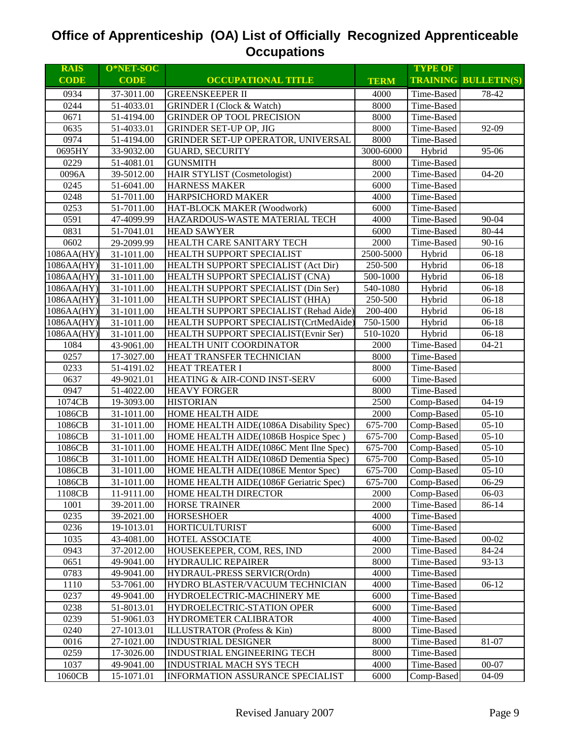# Office of Apprenticeship (OA) List of Officially Recognized Apprenticeable Occupations

| RAIS CODE | O*NET-SOC CODE | OCCUPATIONAL TITLE | TERM | TYPE OF TRAINING | BULLETIN(S) |
|---|---|---|---|---|---|
| 0934 | 37-3011.00 | GREENSKEEPER II | 4000 | Time-Based | 78-42 |
| 0244 | 51-4033.01 | GRINDER I (Clock & Watch) | 8000 | Time-Based | |
| 0671 | 51-4194.00 | GRINDER OP TOOL PRECISION | 8000 | Time-Based | |
| 0635 | 51-4033.01 | GRINDER SET-UP OP, JIG | 8000 | Time-Based | 92-09 |
| 0974 | 51-4194.00 | GRINDER SET-UP OPERATOR, UNIVERSAL | 8000 | Time-Based | |
| 0695HY | 33-9032.00 | GUARD, SECURITY | 3000-6000 | Hybrid | 95-06 |
| 0229 | 51-4081.01 | GUNSMITH | 8000 | Time-Based | |
| 0096A | 39-5012.00 | HAIR STYLIST (Cosmetologist) | 2000 | Time-Based | 04-20 |
| 0245 | 51-6041.00 | HARNESS MAKER | 6000 | Time-Based | |
| 0248 | 51-7011.00 | HARPSICHORD MAKER | 4000 | Time-Based | |
| 0253 | 51-7011.00 | HAT-BLOCK MAKER (Woodwork) | 6000 | Time-Based | |
| 0591 | 47-4099.99 | HAZARDOUS-WASTE MATERIAL TECH | 4000 | Time-Based | 90-04 |
| 0831 | 51-7041.01 | HEAD SAWYER | 6000 | Time-Based | 80-44 |
| 0602 | 29-2099.99 | HEALTH CARE SANITARY TECH | 2000 | Time-Based | 90-16 |
| 1086AA(HY) | 31-1011.00 | HEALTH SUPPORT SPECIALIST | 2500-5000 | Hybrid | 06-18 |
| 1086AA(HY) | 31-1011.00 | HEALTH SUPPORT SPECIALIST (Act Dir) | 250-500 | Hybrid | 06-18 |
| 1086AA(HY) | 31-1011.00 | HEALTH SUPPORT SPECIALIST (CNA) | 500-1000 | Hybrid | 06-18 |
| 1086AA(HY) | 31-1011.00 | HEALTH SUPPORT SPECIALIST (Din Ser) | 540-1080 | Hybrid | 06-18 |
| 1086AA(HY) | 31-1011.00 | HEALTH SUPPORT SPECIALIST (HHA) | 250-500 | Hybrid | 06-18 |
| 1086AA(HY) | 31-1011.00 | HEALTH SUPPORT SPECIALIST (Rehad Aide) | 200-400 | Hybrid | 06-18 |
| 1086AA(HY) | 31-1011.00 | HEALTH SUPPORT SPECIALIST(CrtMedAide) | 750-1500 | Hybrid | 06-18 |
| 1086AA(HY) | 31-1011.00 | HEALTH SUPPORT SPECIALIST(Evnir Ser) | 510-1020 | Hybrid | 06-18 |
| 1084 | 43-9061.00 | HEALTH UNIT COORDINATOR | 2000 | Time-Based | 04-21 |
| 0257 | 17-3027.00 | HEAT TRANSFER TECHNICIAN | 8000 | Time-Based | |
| 0233 | 51-4191.02 | HEAT TREATER I | 8000 | Time-Based | |
| 0637 | 49-9021.01 | HEATING & AIR-COND INST-SERV | 6000 | Time-Based | |
| 0947 | 51-4022.00 | HEAVY FORGER | 8000 | Time-Based | |
| 1074CB | 19-3093.00 | HISTORIAN | 2500 | Comp-Based | 04-19 |
| 1086CB | 31-1011.00 | HOME HEALTH AIDE | 2000 | Comp-Based | 05-10 |
| 1086CB | 31-1011.00 | HOME HEALTH AIDE(1086A Disability Spec) | 675-700 | Comp-Based | 05-10 |
| 1086CB | 31-1011.00 | HOME HEALTH AIDE(1086B Hospice Spec ) | 675-700 | Comp-Based | 05-10 |
| 1086CB | 31-1011.00 | HOME HEALTH AIDE(1086C Ment Ilne Spec) | 675-700 | Comp-Based | 05-10 |
| 1086CB | 31-1011.00 | HOME HEALTH AIDE(1086D Dementia Spec) | 675-700 | Comp-Based | 05-10 |
| 1086CB | 31-1011.00 | HOME HEALTH AIDE(1086E Mentor Spec) | 675-700 | Comp-Based | 05-10 |
| 1086CB | 31-1011.00 | HOME HEALTH AIDE(1086F Geriatric Spec) | 675-700 | Comp-Based | 06-29 |
| 1108CB | 11-9111.00 | HOME HEALTH DIRECTOR | 2000 | Comp-Based | 06-03 |
| 1001 | 39-2011.00 | HORSE TRAINER | 2000 | Time-Based | 86-14 |
| 0235 | 39-2021.00 | HORSESHOER | 4000 | Time-Based | |
| 0236 | 19-1013.01 | HORTICULTURIST | 6000 | Time-Based | |
| 1035 | 43-4081.00 | HOTEL ASSOCIATE | 4000 | Time-Based | 00-02 |
| 0943 | 37-2012.00 | HOUSEKEEPER, COM, RES, IND | 2000 | Time-Based | 84-24 |
| 0651 | 49-9041.00 | HYDRAULIC REPAIRER | 8000 | Time-Based | 93-13 |
| 0783 | 49-9041.00 | HYDRAUL-PRESS SERVICR(Ordn) | 4000 | Time-Based | |
| 1110 | 53-7061.00 | HYDRO BLASTER/VACUUM TECHNICIAN | 4000 | Time-Based | 06-12 |
| 0237 | 49-9041.00 | HYDROELECTRIC-MACHINERY ME | 6000 | Time-Based | |
| 0238 | 51-8013.01 | HYDROELECTRIC-STATION OPER | 6000 | Time-Based | |
| 0239 | 51-9061.03 | HYDROMETER CALIBRATOR | 4000 | Time-Based | |
| 0240 | 27-1013.01 | ILLUSTRATOR (Profess & Kin) | 8000 | Time-Based | |
| 0016 | 27-1021.00 | INDUSTRIAL DESIGNER | 8000 | Time-Based | 81-07 |
| 0259 | 17-3026.00 | INDUSTRIAL ENGINEERING TECH | 8000 | Time-Based | |
| 1037 | 49-9041.00 | INDUSTRIAL MACH SYS TECH | 4000 | Time-Based | 00-07 |
| 1060CB | 15-1071.01 | INFORMATION ASSURANCE SPECIALIST | 6000 | Comp-Based | 04-09 |

Revised January 2007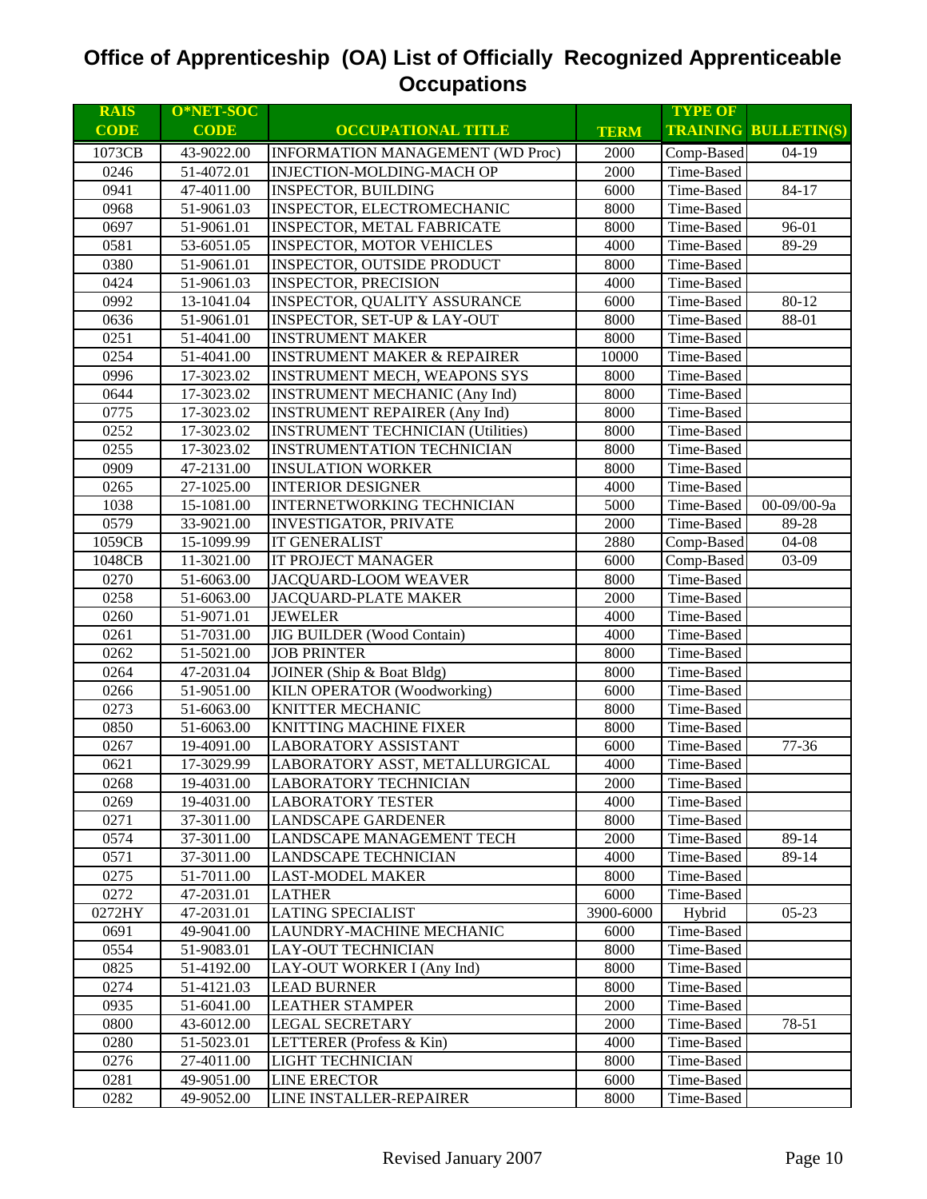# Office of Apprenticeship (OA) List of Officially Recognized Apprenticeable Occupations

| RAIS CODE | O*NET-SOC CODE | OCCUPATIONAL TITLE | TERM | TYPE OF TRAINING | BULLETIN(S) |
|---|---|---|---|---|---|
| 1073CB | 43-9022.00 | INFORMATION MANAGEMENT (WD Proc) | 2000 | Comp-Based | 04-19 |
| 0246 | 51-4072.01 | INJECTION-MOLDING-MACH OP | 2000 | Time-Based | |
| 0941 | 47-4011.00 | INSPECTOR, BUILDING | 6000 | Time-Based | 84-17 |
| 0968 | 51-9061.03 | INSPECTOR, ELECTROMECHANIC | 8000 | Time-Based | |
| 0697 | 51-9061.01 | INSPECTOR, METAL FABRICATE | 8000 | Time-Based | 96-01 |
| 0581 | 53-6051.05 | INSPECTOR, MOTOR VEHICLES | 4000 | Time-Based | 89-29 |
| 0380 | 51-9061.01 | INSPECTOR, OUTSIDE PRODUCT | 8000 | Time-Based | |
| 0424 | 51-9061.03 | INSPECTOR, PRECISION | 4000 | Time-Based | |
| 0992 | 13-1041.04 | INSPECTOR, QUALITY ASSURANCE | 6000 | Time-Based | 80-12 |
| 0636 | 51-9061.01 | INSPECTOR, SET-UP & LAY-OUT | 8000 | Time-Based | 88-01 |
| 0251 | 51-4041.00 | INSTRUMENT MAKER | 8000 | Time-Based | |
| 0254 | 51-4041.00 | INSTRUMENT MAKER & REPAIRER | 10000 | Time-Based | |
| 0996 | 17-3023.02 | INSTRUMENT MECH, WEAPONS SYS | 8000 | Time-Based | |
| 0644 | 17-3023.02 | INSTRUMENT MECHANIC (Any Ind) | 8000 | Time-Based | |
| 0775 | 17-3023.02 | INSTRUMENT REPAIRER (Any Ind) | 8000 | Time-Based | |
| 0252 | 17-3023.02 | INSTRUMENT TECHNICIAN (Utilities) | 8000 | Time-Based | |
| 0255 | 17-3023.02 | INSTRUMENTATION TECHNICIAN | 8000 | Time-Based | |
| 0909 | 47-2131.00 | INSULATION WORKER | 8000 | Time-Based | |
| 0265 | 27-1025.00 | INTERIOR DESIGNER | 4000 | Time-Based | |
| 1038 | 15-1081.00 | INTERNETWORKING TECHNICIAN | 5000 | Time-Based | 00-09/00-9a |
| 0579 | 33-9021.00 | INVESTIGATOR, PRIVATE | 2000 | Time-Based | 89-28 |
| 1059CB | 15-1099.99 | IT GENERALIST | 2880 | Comp-Based | 04-08 |
| 1048CB | 11-3021.00 | IT PROJECT MANAGER | 6000 | Comp-Based | 03-09 |
| 0270 | 51-6063.00 | JACQUARD-LOOM WEAVER | 8000 | Time-Based | |
| 0258 | 51-6063.00 | JACQUARD-PLATE MAKER | 2000 | Time-Based | |
| 0260 | 51-9071.01 | JEWELER | 4000 | Time-Based | |
| 0261 | 51-7031.00 | JIG BUILDER (Wood Contain) | 4000 | Time-Based | |
| 0262 | 51-5021.00 | JOB PRINTER | 8000 | Time-Based | |
| 0264 | 47-2031.04 | JOINER (Ship & Boat Bldg) | 8000 | Time-Based | |
| 0266 | 51-9051.00 | KILN OPERATOR (Woodworking) | 6000 | Time-Based | |
| 0273 | 51-6063.00 | KNITTER MECHANIC | 8000 | Time-Based | |
| 0850 | 51-6063.00 | KNITTING MACHINE FIXER | 8000 | Time-Based | |
| 0267 | 19-4091.00 | LABORATORY ASSISTANT | 6000 | Time-Based | 77-36 |
| 0621 | 17-3029.99 | LABORATORY ASST, METALLURGICAL | 4000 | Time-Based | |
| 0268 | 19-4031.00 | LABORATORY TECHNICIAN | 2000 | Time-Based | |
| 0269 | 19-4031.00 | LABORATORY TESTER | 4000 | Time-Based | |
| 0271 | 37-3011.00 | LANDSCAPE GARDENER | 8000 | Time-Based | |
| 0574 | 37-3011.00 | LANDSCAPE MANAGEMENT TECH | 2000 | Time-Based | 89-14 |
| 0571 | 37-3011.00 | LANDSCAPE TECHNICIAN | 4000 | Time-Based | 89-14 |
| 0275 | 51-7011.00 | LAST-MODEL MAKER | 8000 | Time-Based | |
| 0272 | 47-2031.01 | LATHER | 6000 | Time-Based | |
| 0272HY | 47-2031.01 | LATING SPECIALIST | 3900-6000 | Hybrid | 05-23 |
| 0691 | 49-9041.00 | LAUNDRY-MACHINE MECHANIC | 6000 | Time-Based | |
| 0554 | 51-9083.01 | LAY-OUT TECHNICIAN | 8000 | Time-Based | |
| 0825 | 51-4192.00 | LAY-OUT WORKER I (Any Ind) | 8000 | Time-Based | |
| 0274 | 51-4121.03 | LEAD BURNER | 8000 | Time-Based | |
| 0935 | 51-6041.00 | LEATHER STAMPER | 2000 | Time-Based | |
| 0800 | 43-6012.00 | LEGAL SECRETARY | 2000 | Time-Based | 78-51 |
| 0280 | 51-5023.01 | LETTERER (Profess & Kin) | 4000 | Time-Based | |
| 0276 | 27-4011.00 | LIGHT TECHNICIAN | 8000 | Time-Based | |
| 0281 | 49-9051.00 | LINE ERECTOR | 6000 | Time-Based | |
| 0282 | 49-9052.00 | LINE INSTALLER-REPAIRER | 8000 | Time-Based | |

Revised January 2007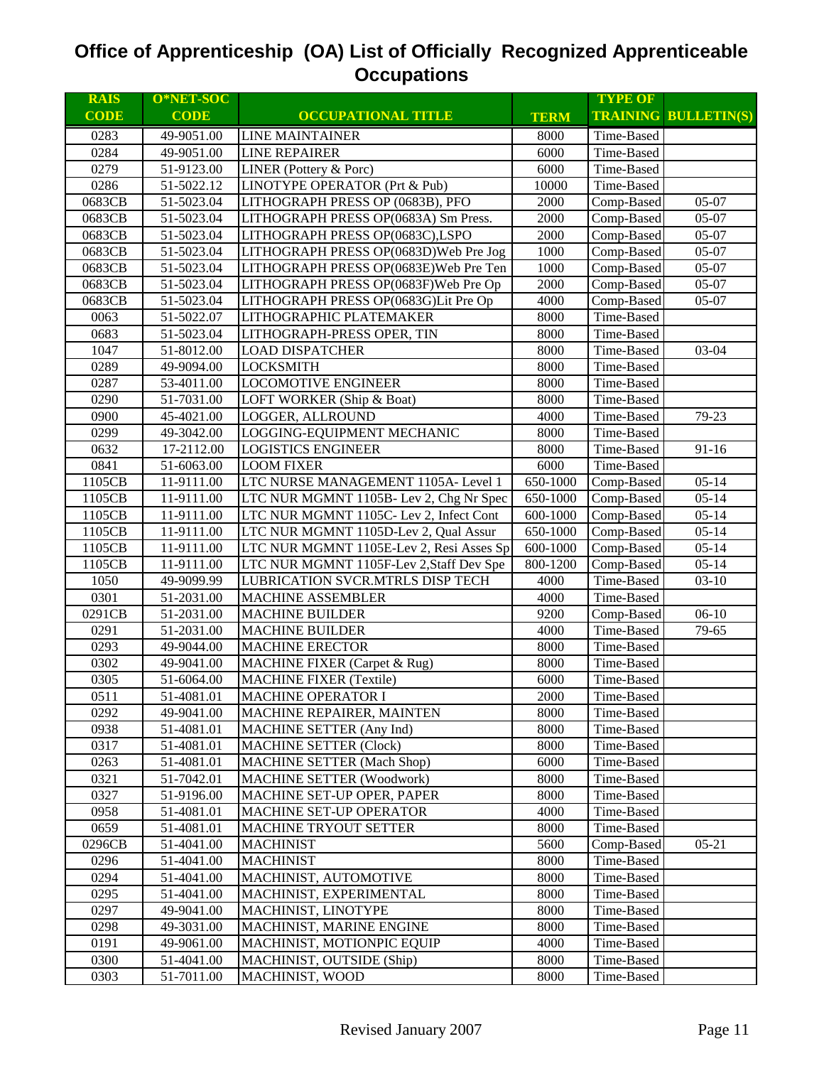# Office of Apprenticeship (OA) List of Officially Recognized Apprenticeable Occupations

| RAIS CODE | O*NET-SOC CODE | OCCUPATIONAL TITLE | TERM | TYPE OF TRAINING | BULLETIN(S) |
|---|---|---|---|---|---|
| 0283 | 49-9051.00 | LINE MAINTAINER | 8000 | Time-Based | |
| 0284 | 49-9051.00 | LINE REPAIRER | 6000 | Time-Based | |
| 0279 | 51-9123.00 | LINER (Pottery & Porc) | 6000 | Time-Based | |
| 0286 | 51-5022.12 | LINOTYPE OPERATOR (Prt & Pub) | 10000 | Time-Based | |
| 0683CB | 51-5023.04 | LITHOGRAPH PRESS OP (0683B), PFO | 2000 | Comp-Based | 05-07 |
| 0683CB | 51-5023.04 | LITHOGRAPH PRESS OP(0683A) Sm Press. | 2000 | Comp-Based | 05-07 |
| 0683CB | 51-5023.04 | LITHOGRAPH PRESS OP(0683C),LSPO | 2000 | Comp-Based | 05-07 |
| 0683CB | 51-5023.04 | LITHOGRAPH PRESS OP(0683D)Web Pre Jog | 1000 | Comp-Based | 05-07 |
| 0683CB | 51-5023.04 | LITHOGRAPH PRESS OP(0683E)Web Pre Ten | 1000 | Comp-Based | 05-07 |
| 0683CB | 51-5023.04 | LITHOGRAPH PRESS OP(0683F)Web Pre Op | 2000 | Comp-Based | 05-07 |
| 0683CB | 51-5023.04 | LITHOGRAPH PRESS OP(0683G)Lit Pre Op | 4000 | Comp-Based | 05-07 |
| 0063 | 51-5022.07 | LITHOGRAPHIC PLATEMAKER | 8000 | Time-Based | |
| 0683 | 51-5023.04 | LITHOGRAPH-PRESS OPER, TIN | 8000 | Time-Based | |
| 1047 | 51-8012.00 | LOAD DISPATCHER | 8000 | Time-Based | 03-04 |
| 0289 | 49-9094.00 | LOCKSMITH | 8000 | Time-Based | |
| 0287 | 53-4011.00 | LOCOMOTIVE ENGINEER | 8000 | Time-Based | |
| 0290 | 51-7031.00 | LOFT WORKER (Ship & Boat) | 8000 | Time-Based | |
| 0900 | 45-4021.00 | LOGGER, ALLROUND | 4000 | Time-Based | 79-23 |
| 0299 | 49-3042.00 | LOGGING-EQUIPMENT MECHANIC | 8000 | Time-Based | |
| 0632 | 17-2112.00 | LOGISTICS ENGINEER | 8000 | Time-Based | 91-16 |
| 0841 | 51-6063.00 | LOOM FIXER | 6000 | Time-Based | |
| 1105CB | 11-9111.00 | LTC NURSE MANAGEMENT 1105A- Level 1 | 650-1000 | Comp-Based | 05-14 |
| 1105CB | 11-9111.00 | LTC NUR MGMNT 1105B- Lev 2, Chg Nr Spec | 650-1000 | Comp-Based | 05-14 |
| 1105CB | 11-9111.00 | LTC NUR MGMNT 1105C- Lev 2, Infect Cont | 600-1000 | Comp-Based | 05-14 |
| 1105CB | 11-9111.00 | LTC NUR MGMNT 1105D-Lev 2, Qual Assur | 650-1000 | Comp-Based | 05-14 |
| 1105CB | 11-9111.00 | LTC NUR MGMNT 1105E-Lev 2, Resi Asses Sp | 600-1000 | Comp-Based | 05-14 |
| 1105CB | 11-9111.00 | LTC NUR MGMNT 1105F-Lev 2,Staff Dev Spe | 800-1200 | Comp-Based | 05-14 |
| 1050 | 49-9099.99 | LUBRICATION SVCR.MTRLS DISP TECH | 4000 | Time-Based | 03-10 |
| 0301 | 51-2031.00 | MACHINE ASSEMBLER | 4000 | Time-Based | |
| 0291CB | 51-2031.00 | MACHINE BUILDER | 9200 | Comp-Based | 06-10 |
| 0291 | 51-2031.00 | MACHINE BUILDER | 4000 | Time-Based | 79-65 |
| 0293 | 49-9044.00 | MACHINE ERECTOR | 8000 | Time-Based | |
| 0302 | 49-9041.00 | MACHINE FIXER (Carpet & Rug) | 8000 | Time-Based | |
| 0305 | 51-6064.00 | MACHINE FIXER (Textile) | 6000 | Time-Based | |
| 0511 | 51-4081.01 | MACHINE OPERATOR I | 2000 | Time-Based | |
| 0292 | 49-9041.00 | MACHINE REPAIRER, MAINTEN | 8000 | Time-Based | |
| 0938 | 51-4081.01 | MACHINE SETTER (Any Ind) | 8000 | Time-Based | |
| 0317 | 51-4081.01 | MACHINE SETTER (Clock) | 8000 | Time-Based | |
| 0263 | 51-4081.01 | MACHINE SETTER (Mach Shop) | 6000 | Time-Based | |
| 0321 | 51-7042.01 | MACHINE SETTER (Woodwork) | 8000 | Time-Based | |
| 0327 | 51-9196.00 | MACHINE SET-UP OPER, PAPER | 8000 | Time-Based | |
| 0958 | 51-4081.01 | MACHINE SET-UP OPERATOR | 4000 | Time-Based | |
| 0659 | 51-4081.01 | MACHINE TRYOUT SETTER | 8000 | Time-Based | |
| 0296CB | 51-4041.00 | MACHINIST | 5600 | Comp-Based | 05-21 |
| 0296 | 51-4041.00 | MACHINIST | 8000 | Time-Based | |
| 0294 | 51-4041.00 | MACHINIST, AUTOMOTIVE | 8000 | Time-Based | |
| 0295 | 51-4041.00 | MACHINIST, EXPERIMENTAL | 8000 | Time-Based | |
| 0297 | 49-9041.00 | MACHINIST, LINOTYPE | 8000 | Time-Based | |
| 0298 | 49-3031.00 | MACHINIST, MARINE ENGINE | 8000 | Time-Based | |
| 0191 | 49-9061.00 | MACHINIST, MOTIONPIC EQUIP | 4000 | Time-Based | |
| 0300 | 51-4041.00 | MACHINIST, OUTSIDE (Ship) | 8000 | Time-Based | |
| 0303 | 51-7011.00 | MACHINIST, WOOD | 8000 | Time-Based | |

Revised January 2007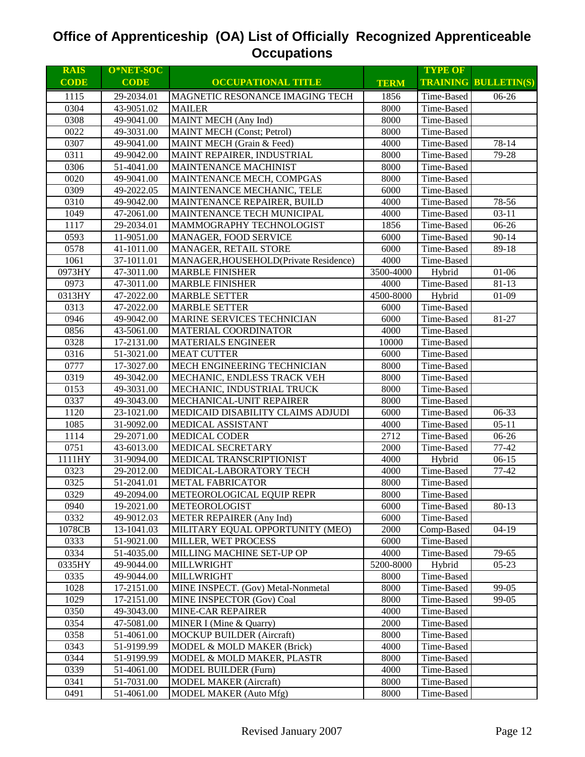# Office of Apprenticeship (OA) List of Officially Recognized Apprenticeable Occupations

| RAIS CODE | O*NET-SOC CODE | OCCUPATIONAL TITLE | TERM | TYPE OF TRAINING | BULLETIN(S) |
|---|---|---|---|---|---|
| 1115 | 29-2034.01 | MAGNETIC RESONANCE IMAGING TECH | 1856 | Time-Based | 06-26 |
| 0304 | 43-9051.02 | MAILER | 8000 | Time-Based | |
| 0308 | 49-9041.00 | MAINT MECH (Any Ind) | 8000 | Time-Based | |
| 0022 | 49-3031.00 | MAINT MECH (Const; Petrol) | 8000 | Time-Based | |
| 0307 | 49-9041.00 | MAINT MECH (Grain & Feed) | 4000 | Time-Based | 78-14 |
| 0311 | 49-9042.00 | MAINT REPAIRER, INDUSTRIAL | 8000 | Time-Based | 79-28 |
| 0306 | 51-4041.00 | MAINTENANCE MACHINIST | 8000 | Time-Based | |
| 0020 | 49-9041.00 | MAINTENANCE MECH, COMPGAS | 8000 | Time-Based | |
| 0309 | 49-2022.05 | MAINTENANCE MECHANIC, TELE | 6000 | Time-Based | |
| 0310 | 49-9042.00 | MAINTENANCE REPAIRER, BUILD | 4000 | Time-Based | 78-56 |
| 1049 | 47-2061.00 | MAINTENANCE TECH MUNICIPAL | 4000 | Time-Based | 03-11 |
| 1117 | 29-2034.01 | MAMMOGRAPHY TECHNOLOGIST | 1856 | Time-Based | 06-26 |
| 0593 | 11-9051.00 | MANAGER, FOOD SERVICE | 6000 | Time-Based | 90-14 |
| 0578 | 41-1011.00 | MANAGER, RETAIL STORE | 6000 | Time-Based | 89-18 |
| 1061 | 37-1011.01 | MANAGER,HOUSEHOLD(Private Residence) | 4000 | Time-Based | |
| 0973HY | 47-3011.00 | MARBLE FINISHER | 3500-4000 | Hybrid | 01-06 |
| 0973 | 47-3011.00 | MARBLE FINISHER | 4000 | Time-Based | 81-13 |
| 0313HY | 47-2022.00 | MARBLE SETTER | 4500-8000 | Hybrid | 01-09 |
| 0313 | 47-2022.00 | MARBLE SETTER | 6000 | Time-Based | |
| 0946 | 49-9042.00 | MARINE SERVICES TECHNICIAN | 6000 | Time-Based | 81-27 |
| 0856 | 43-5061.00 | MATERIAL COORDINATOR | 4000 | Time-Based | |
| 0328 | 17-2131.00 | MATERIALS ENGINEER | 10000 | Time-Based | |
| 0316 | 51-3021.00 | MEAT CUTTER | 6000 | Time-Based | |
| 0777 | 17-3027.00 | MECH ENGINEERING TECHNICIAN | 8000 | Time-Based | |
| 0319 | 49-3042.00 | MECHANIC, ENDLESS TRACK VEH | 8000 | Time-Based | |
| 0153 | 49-3031.00 | MECHANIC, INDUSTRIAL TRUCK | 8000 | Time-Based | |
| 0337 | 49-3043.00 | MECHANICAL-UNIT REPAIRER | 8000 | Time-Based | |
| 1120 | 23-1021.00 | MEDICAID DISABILITY CLAIMS ADJUDI | 6000 | Time-Based | 06-33 |
| 1085 | 31-9092.00 | MEDICAL ASSISTANT | 4000 | Time-Based | 05-11 |
| 1114 | 29-2071.00 | MEDICAL CODER | 2712 | Time-Based | 06-26 |
| 0751 | 43-6013.00 | MEDICAL SECRETARY | 2000 | Time-Based | 77-42 |
| 1111HY | 31-9094.00 | MEDICAL TRANSCRIPTIONIST | 4000 | Hybrid | 06-15 |
| 0323 | 29-2012.00 | MEDICAL-LABORATORY TECH | 4000 | Time-Based | 77-42 |
| 0325 | 51-2041.01 | METAL FABRICATOR | 8000 | Time-Based | |
| 0329 | 49-2094.00 | METEOROLOGICAL EQUIP REPR | 8000 | Time-Based | |
| 0940 | 19-2021.00 | METEOROLOGIST | 6000 | Time-Based | 80-13 |
| 0332 | 49-9012.03 | METER REPAIRER (Any Ind) | 6000 | Time-Based | |
| 1078CB | 13-1041.03 | MILITARY EQUAL OPPORTUNITY (MEO) | 2000 | Comp-Based | 04-19 |
| 0333 | 51-9021.00 | MILLER, WET PROCESS | 6000 | Time-Based | |
| 0334 | 51-4035.00 | MILLING MACHINE SET-UP OP | 4000 | Time-Based | 79-65 |
| 0335HY | 49-9044.00 | MILLWRIGHT | 5200-8000 | Hybrid | 05-23 |
| 0335 | 49-9044.00 | MILLWRIGHT | 8000 | Time-Based | |
| 1028 | 17-2151.00 | MINE INSPECT. (Gov) Metal-Nonmetal | 8000 | Time-Based | 99-05 |
| 1029 | 17-2151.00 | MINE INSPECTOR (Gov) Coal | 8000 | Time-Based | 99-05 |
| 0350 | 49-3043.00 | MINE-CAR REPAIRER | 4000 | Time-Based | |
| 0354 | 47-5081.00 | MINER I (Mine & Quarry) | 2000 | Time-Based | |
| 0358 | 51-4061.00 | MOCKUP BUILDER (Aircraft) | 8000 | Time-Based | |
| 0343 | 51-9199.99 | MODEL & MOLD MAKER (Brick) | 4000 | Time-Based | |
| 0344 | 51-9199.99 | MODEL & MOLD MAKER, PLASTR | 8000 | Time-Based | |
| 0339 | 51-4061.00 | MODEL BUILDER (Furn) | 4000 | Time-Based | |
| 0341 | 51-7031.00 | MODEL MAKER (Aircraft) | 8000 | Time-Based | |
| 0491 | 51-4061.00 | MODEL MAKER (Auto Mfg) | 8000 | Time-Based | |

Revised January 2007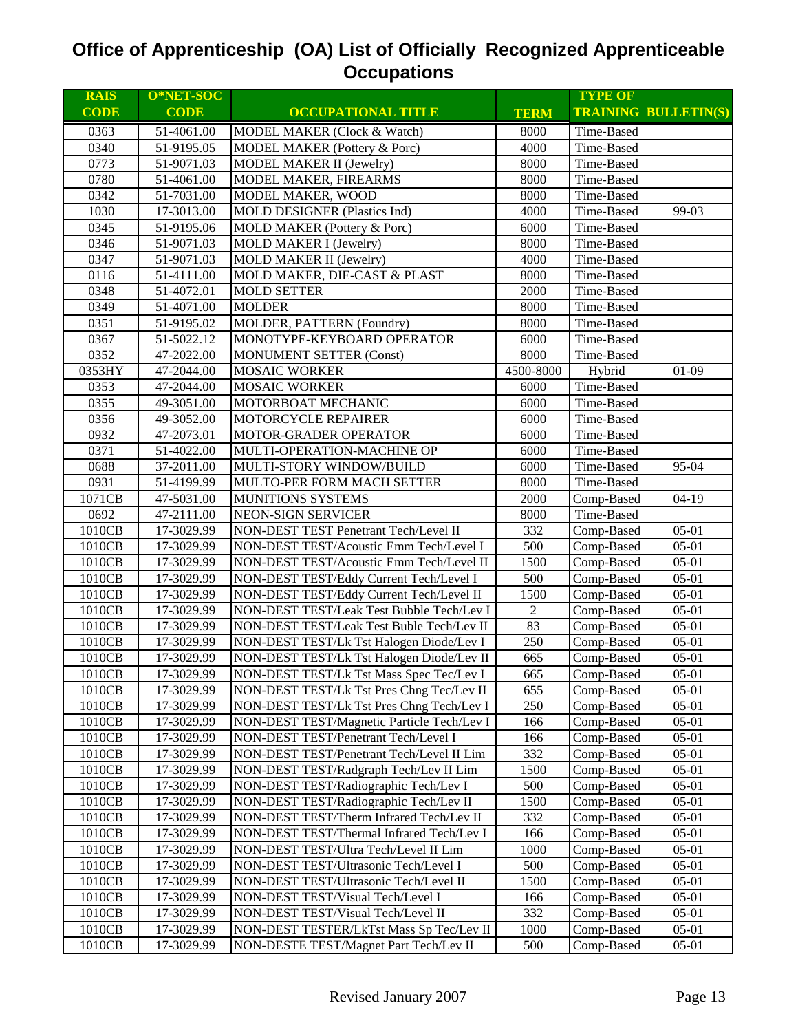# Office of Apprenticeship (OA) List of Officially Recognized Apprenticeable Occupations

| RAIS CODE | O*NET-SOC CODE | OCCUPATIONAL TITLE | TERM | TYPE OF TRAINING | BULLETIN(S) |
|---|---|---|---|---|---|
| 0363 | 51-4061.00 | MODEL MAKER (Clock & Watch) | 8000 | Time-Based | |
| 0340 | 51-9195.05 | MODEL MAKER (Pottery & Porc) | 4000 | Time-Based | |
| 0773 | 51-9071.03 | MODEL MAKER II (Jewelry) | 8000 | Time-Based | |
| 0780 | 51-4061.00 | MODEL MAKER, FIREARMS | 8000 | Time-Based | |
| 0342 | 51-7031.00 | MODEL MAKER, WOOD | 8000 | Time-Based | |
| 1030 | 17-3013.00 | MOLD DESIGNER (Plastics Ind) | 4000 | Time-Based | 99-03 |
| 0345 | 51-9195.06 | MOLD MAKER (Pottery & Porc) | 6000 | Time-Based | |
| 0346 | 51-9071.03 | MOLD MAKER I (Jewelry) | 8000 | Time-Based | |
| 0347 | 51-9071.03 | MOLD MAKER II (Jewelry) | 4000 | Time-Based | |
| 0116 | 51-4111.00 | MOLD MAKER, DIE-CAST & PLAST | 8000 | Time-Based | |
| 0348 | 51-4072.01 | MOLD SETTER | 2000 | Time-Based | |
| 0349 | 51-4071.00 | MOLDER | 8000 | Time-Based | |
| 0351 | 51-9195.02 | MOLDER, PATTERN (Foundry) | 8000 | Time-Based | |
| 0367 | 51-5022.12 | MONOTYPE-KEYBOARD OPERATOR | 6000 | Time-Based | |
| 0352 | 47-2022.00 | MONUMENT SETTER (Const) | 8000 | Time-Based | |
| 0353HY | 47-2044.00 | MOSAIC WORKER | 4500-8000 | Hybrid | 01-09 |
| 0353 | 47-2044.00 | MOSAIC WORKER | 6000 | Time-Based | |
| 0355 | 49-3051.00 | MOTORBOAT MECHANIC | 6000 | Time-Based | |
| 0356 | 49-3052.00 | MOTORCYCLE REPAIRER | 6000 | Time-Based | |
| 0932 | 47-2073.01 | MOTOR-GRADER OPERATOR | 6000 | Time-Based | |
| 0371 | 51-4022.00 | MULTI-OPERATION-MACHINE OP | 6000 | Time-Based | |
| 0688 | 37-2011.00 | MULTI-STORY WINDOW/BUILD | 6000 | Time-Based | 95-04 |
| 0931 | 51-4199.99 | MULTO-PER FORM MACH SETTER | 8000 | Time-Based | |
| 1071CB | 47-5031.00 | MUNITIONS SYSTEMS | 2000 | Comp-Based | 04-19 |
| 0692 | 47-2111.00 | NEON-SIGN SERVICER | 8000 | Time-Based | |
| 1010CB | 17-3029.99 | NON-DEST TEST Penetrant Tech/Level II | 332 | Comp-Based | 05-01 |
| 1010CB | 17-3029.99 | NON-DEST TEST/Acoustic Emm Tech/Level I | 500 | Comp-Based | 05-01 |
| 1010CB | 17-3029.99 | NON-DEST TEST/Acoustic Emm Tech/Level II | 1500 | Comp-Based | 05-01 |
| 1010CB | 17-3029.99 | NON-DEST TEST/Eddy Current Tech/Level I | 500 | Comp-Based | 05-01 |
| 1010CB | 17-3029.99 | NON-DEST TEST/Eddy Current Tech/Level II | 1500 | Comp-Based | 05-01 |
| 1010CB | 17-3029.99 | NON-DEST TEST/Leak Test Bubble Tech/Lev I | 2 | Comp-Based | 05-01 |
| 1010CB | 17-3029.99 | NON-DEST TEST/Leak Test Buble Tech/Lev II | 83 | Comp-Based | 05-01 |
| 1010CB | 17-3029.99 | NON-DEST TEST/Lk Tst Halogen Diode/Lev I | 250 | Comp-Based | 05-01 |
| 1010CB | 17-3029.99 | NON-DEST TEST/Lk Tst Halogen Diode/Lev II | 665 | Comp-Based | 05-01 |
| 1010CB | 17-3029.99 | NON-DEST TEST/Lk Tst Mass Spec Tec/Lev I | 665 | Comp-Based | 05-01 |
| 1010CB | 17-3029.99 | NON-DEST TEST/Lk Tst Pres Chng Tec/Lev II | 655 | Comp-Based | 05-01 |
| 1010CB | 17-3029.99 | NON-DEST TEST/Lk Tst Pres Chng Tech/Lev I | 250 | Comp-Based | 05-01 |
| 1010CB | 17-3029.99 | NON-DEST TEST/Magnetic Particle Tech/Lev I | 166 | Comp-Based | 05-01 |
| 1010CB | 17-3029.99 | NON-DEST TEST/Penetrant Tech/Level I | 166 | Comp-Based | 05-01 |
| 1010CB | 17-3029.99 | NON-DEST TEST/Penetrant Tech/Level II Lim | 332 | Comp-Based | 05-01 |
| 1010CB | 17-3029.99 | NON-DEST TEST/Radgraph Tech/Lev II Lim | 1500 | Comp-Based | 05-01 |
| 1010CB | 17-3029.99 | NON-DEST TEST/Radiographic Tech/Lev I | 500 | Comp-Based | 05-01 |
| 1010CB | 17-3029.99 | NON-DEST TEST/Radiographic Tech/Lev II | 1500 | Comp-Based | 05-01 |
| 1010CB | 17-3029.99 | NON-DEST TEST/Therm Infrared Tech/Lev II | 332 | Comp-Based | 05-01 |
| 1010CB | 17-3029.99 | NON-DEST TEST/Thermal Infrared Tech/Lev I | 166 | Comp-Based | 05-01 |
| 1010CB | 17-3029.99 | NON-DEST TEST/Ultra Tech/Level II Lim | 1000 | Comp-Based | 05-01 |
| 1010CB | 17-3029.99 | NON-DEST TEST/Ultrasonic Tech/Level I | 500 | Comp-Based | 05-01 |
| 1010CB | 17-3029.99 | NON-DEST TEST/Ultrasonic Tech/Level II | 1500 | Comp-Based | 05-01 |
| 1010CB | 17-3029.99 | NON-DEST TEST/Visual Tech/Level I | 166 | Comp-Based | 05-01 |
| 1010CB | 17-3029.99 | NON-DEST TEST/Visual Tech/Level II | 332 | Comp-Based | 05-01 |
| 1010CB | 17-3029.99 | NON-DEST TESTER/LkTst Mass Sp Tec/Lev II | 1000 | Comp-Based | 05-01 |
| 1010CB | 17-3029.99 | NON-DESTE TEST/Magnet Part Tech/Lev II | 500 | Comp-Based | 05-01 |

Revised January 2007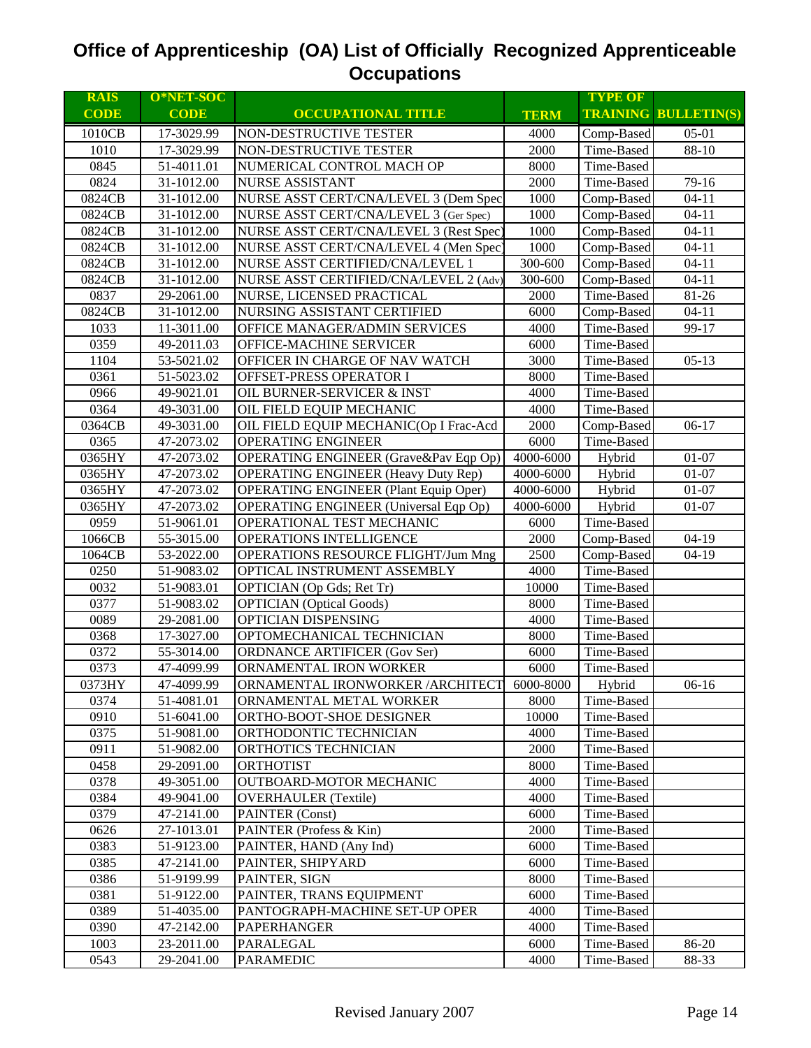# Office of Apprenticeship (OA) List of Officially Recognized Apprenticeable Occupations

| RAIS CODE | O*NET-SOC CODE | OCCUPATIONAL TITLE | TERM | TYPE OF TRAINING | BULLETIN(S) |
|---|---|---|---|---|---|
| 1010CB | 17-3029.99 | NON-DESTRUCTIVE TESTER | 4000 | Comp-Based | 05-01 |
| 1010 | 17-3029.99 | NON-DESTRUCTIVE TESTER | 2000 | Time-Based | 88-10 |
| 0845 | 51-4011.01 | NUMERICAL CONTROL MACH OP | 8000 | Time-Based | |
| 0824 | 31-1012.00 | NURSE ASSISTANT | 2000 | Time-Based | 79-16 |
| 0824CB | 31-1012.00 | NURSE ASST CERT/CNA/LEVEL 3 (Dem Spec | 1000 | Comp-Based | 04-11 |
| 0824CB | 31-1012.00 | NURSE ASST CERT/CNA/LEVEL 3 (Ger Spec) | 1000 | Comp-Based | 04-11 |
| 0824CB | 31-1012.00 | NURSE ASST CERT/CNA/LEVEL 3 (Rest Spec) | 1000 | Comp-Based | 04-11 |
| 0824CB | 31-1012.00 | NURSE ASST CERT/CNA/LEVEL 4 (Men Spec) | 1000 | Comp-Based | 04-11 |
| 0824CB | 31-1012.00 | NURSE ASST CERTIFIED/CNA/LEVEL 1 | 300-600 | Comp-Based | 04-11 |
| 0824CB | 31-1012.00 | NURSE ASST CERTIFIED/CNA/LEVEL 2 (Adv) | 300-600 | Comp-Based | 04-11 |
| 0837 | 29-2061.00 | NURSE, LICENSED PRACTICAL | 2000 | Time-Based | 81-26 |
| 0824CB | 31-1012.00 | NURSING ASSISTANT CERTIFIED | 6000 | Comp-Based | 04-11 |
| 1033 | 11-3011.00 | OFFICE MANAGER/ADMIN SERVICES | 4000 | Time-Based | 99-17 |
| 0359 | 49-2011.03 | OFFICE-MACHINE SERVICER | 6000 | Time-Based | |
| 1104 | 53-5021.02 | OFFICER IN CHARGE OF NAV WATCH | 3000 | Time-Based | 05-13 |
| 0361 | 51-5023.02 | OFFSET-PRESS OPERATOR I | 8000 | Time-Based | |
| 0966 | 49-9021.01 | OIL BURNER-SERVICER & INST | 4000 | Time-Based | |
| 0364 | 49-3031.00 | OIL FIELD EQUIP MECHANIC | 4000 | Time-Based | |
| 0364CB | 49-3031.00 | OIL FIELD EQUIP MECHANIC(Op I Frac-Acd | 2000 | Comp-Based | 06-17 |
| 0365 | 47-2073.02 | OPERATING ENGINEER | 6000 | Time-Based | |
| 0365HY | 47-2073.02 | OPERATING ENGINEER (Grave&Pav Eqp Op) | 4000-6000 | Hybrid | 01-07 |
| 0365HY | 47-2073.02 | OPERATING ENGINEER (Heavy Duty Rep) | 4000-6000 | Hybrid | 01-07 |
| 0365HY | 47-2073.02 | OPERATING ENGINEER (Plant Equip Oper) | 4000-6000 | Hybrid | 01-07 |
| 0365HY | 47-2073.02 | OPERATING ENGINEER (Universal Eqp Op) | 4000-6000 | Hybrid | 01-07 |
| 0959 | 51-9061.01 | OPERATIONAL TEST MECHANIC | 6000 | Time-Based | |
| 1066CB | 55-3015.00 | OPERATIONS INTELLIGENCE | 2000 | Comp-Based | 04-19 |
| 1064CB | 53-2022.00 | OPERATIONS RESOURCE FLIGHT/Jum Mng | 2500 | Comp-Based | 04-19 |
| 0250 | 51-9083.02 | OPTICAL INSTRUMENT ASSEMBLY | 4000 | Time-Based | |
| 0032 | 51-9083.01 | OPTICIAN (Op Gds; Ret Tr) | 10000 | Time-Based | |
| 0377 | 51-9083.02 | OPTICIAN (Optical Goods) | 8000 | Time-Based | |
| 0089 | 29-2081.00 | OPTICIAN DISPENSING | 4000 | Time-Based | |
| 0368 | 17-3027.00 | OPTOMECHANICAL TECHNICIAN | 8000 | Time-Based | |
| 0372 | 55-3014.00 | ORDNANCE ARTIFICER (Gov Ser) | 6000 | Time-Based | |
| 0373 | 47-4099.99 | ORNAMENTAL IRON WORKER | 6000 | Time-Based | |
| 0373HY | 47-4099.99 | ORNAMENTAL IRONWORKER /ARCHITECT | 6000-8000 | Hybrid | 06-16 |
| 0374 | 51-4081.01 | ORNAMENTAL METAL WORKER | 8000 | Time-Based | |
| 0910 | 51-6041.00 | ORTHO-BOOT-SHOE DESIGNER | 10000 | Time-Based | |
| 0375 | 51-9081.00 | ORTHODONTIC TECHNICIAN | 4000 | Time-Based | |
| 0911 | 51-9082.00 | ORTHOTICS TECHNICIAN | 2000 | Time-Based | |
| 0458 | 29-2091.00 | ORTHOTIST | 8000 | Time-Based | |
| 0378 | 49-3051.00 | OUTBOARD-MOTOR MECHANIC | 4000 | Time-Based | |
| 0384 | 49-9041.00 | OVERHAULER (Textile) | 4000 | Time-Based | |
| 0379 | 47-2141.00 | PAINTER (Const) | 6000 | Time-Based | |
| 0626 | 27-1013.01 | PAINTER (Profess & Kin) | 2000 | Time-Based | |
| 0383 | 51-9123.00 | PAINTER, HAND (Any Ind) | 6000 | Time-Based | |
| 0385 | 47-2141.00 | PAINTER, SHIPYARD | 6000 | Time-Based | |
| 0386 | 51-9199.99 | PAINTER, SIGN | 8000 | Time-Based | |
| 0381 | 51-9122.00 | PAINTER, TRANS EQUIPMENT | 6000 | Time-Based | |
| 0389 | 51-4035.00 | PANTOGRAPH-MACHINE SET-UP OPER | 4000 | Time-Based | |
| 0390 | 47-2142.00 | PAPERHANGER | 4000 | Time-Based | |
| 1003 | 23-2011.00 | PARALEGAL | 6000 | Time-Based | 86-20 |
| 0543 | 29-2041.00 | PARAMEDIC | 4000 | Time-Based | 88-33 |

Revised January 2007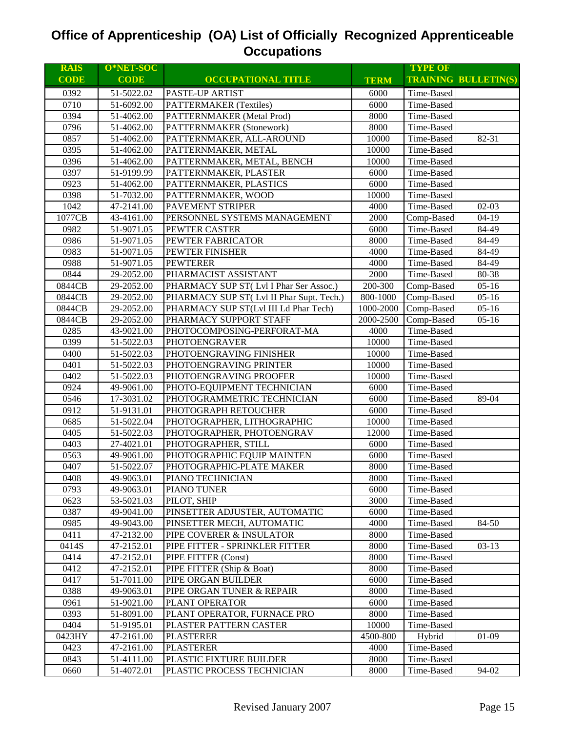# Office of Apprenticeship (OA) List of Officially Recognized Apprenticeable Occupations

| RAIS CODE | O*NET-SOC CODE | OCCUPATIONAL TITLE | TERM | TYPE OF TRAINING | BULLETIN(S) |
|---|---|---|---|---|---|
| 0392 | 51-5022.02 | PASTE-UP ARTIST | 6000 | Time-Based | |
| 0710 | 51-6092.00 | PATTERMAKER (Textiles) | 6000 | Time-Based | |
| 0394 | 51-4062.00 | PATTERNMAKER (Metal Prod) | 8000 | Time-Based | |
| 0796 | 51-4062.00 | PATTERNMAKER (Stonework) | 8000 | Time-Based | |
| 0857 | 51-4062.00 | PATTERNMAKER, ALL-AROUND | 10000 | Time-Based | 82-31 |
| 0395 | 51-4062.00 | PATTERNMAKER, METAL | 10000 | Time-Based | |
| 0396 | 51-4062.00 | PATTERNMAKER, METAL, BENCH | 10000 | Time-Based | |
| 0397 | 51-9199.99 | PATTERNMAKER, PLASTER | 6000 | Time-Based | |
| 0923 | 51-4062.00 | PATTERNMAKER, PLASTICS | 6000 | Time-Based | |
| 0398 | 51-7032.00 | PATTERNMAKER, WOOD | 10000 | Time-Based | |
| 1042 | 47-2141.00 | PAVEMENT STRIPER | 4000 | Time-Based | 02-03 |
| 1077CB | 43-4161.00 | PERSONNEL SYSTEMS MANAGEMENT | 2000 | Comp-Based | 04-19 |
| 0982 | 51-9071.05 | PEWTER CASTER | 6000 | Time-Based | 84-49 |
| 0986 | 51-9071.05 | PEWTER FABRICATOR | 8000 | Time-Based | 84-49 |
| 0983 | 51-9071.05 | PEWTER FINISHER | 4000 | Time-Based | 84-49 |
| 0988 | 51-9071.05 | PEWTERER | 4000 | Time-Based | 84-49 |
| 0844 | 29-2052.00 | PHARMACIST ASSISTANT | 2000 | Time-Based | 80-38 |
| 0844CB | 29-2052.00 | PHARMACY SUP ST( Lvl I Phar Ser Assoc.) | 200-300 | Comp-Based | 05-16 |
| 0844CB | 29-2052.00 | PHARMACY SUP ST( Lvl II Phar Supt. Tech.) | 800-1000 | Comp-Based | 05-16 |
| 0844CB | 29-2052.00 | PHARMACY SUP ST(Lvl III Ld Phar Tech) | 1000-2000 | Comp-Based | 05-16 |
| 0844CB | 29-2052.00 | PHARMACY SUPPORT STAFF | 2000-2500 | Comp-Based | 05-16 |
| 0285 | 43-9021.00 | PHOTOCOMPOSING-PERFORAT-MA | 4000 | Time-Based | |
| 0399 | 51-5022.03 | PHOTOENGRAVER | 10000 | Time-Based | |
| 0400 | 51-5022.03 | PHOTOENGRAVING FINISHER | 10000 | Time-Based | |
| 0401 | 51-5022.03 | PHOTOENGRAVING PRINTER | 10000 | Time-Based | |
| 0402 | 51-5022.03 | PHOTOENGRAVING PROOFER | 10000 | Time-Based | |
| 0924 | 49-9061.00 | PHOTO-EQUIPMENT TECHNICIAN | 6000 | Time-Based | |
| 0546 | 17-3031.02 | PHOTOGRAMMETRIC TECHNICIAN | 6000 | Time-Based | 89-04 |
| 0912 | 51-9131.01 | PHOTOGRAPH RETOUCHER | 6000 | Time-Based | |
| 0685 | 51-5022.04 | PHOTOGRAPHER, LITHOGRAPHIC | 10000 | Time-Based | |
| 0405 | 51-5022.03 | PHOTOGRAPHER, PHOTOENGRAV | 12000 | Time-Based | |
| 0403 | 27-4021.01 | PHOTOGRAPHER, STILL | 6000 | Time-Based | |
| 0563 | 49-9061.00 | PHOTOGRAPHIC EQUIP MAINTEN | 6000 | Time-Based | |
| 0407 | 51-5022.07 | PHOTOGRAPHIC-PLATE MAKER | 8000 | Time-Based | |
| 0408 | 49-9063.01 | PIANO TECHNICIAN | 8000 | Time-Based | |
| 0793 | 49-9063.01 | PIANO TUNER | 6000 | Time-Based | |
| 0623 | 53-5021.03 | PILOT, SHIP | 3000 | Time-Based | |
| 0387 | 49-9041.00 | PINSETTER ADJUSTER, AUTOMATIC | 6000 | Time-Based | |
| 0985 | 49-9043.00 | PINSETTER MECH, AUTOMATIC | 4000 | Time-Based | 84-50 |
| 0411 | 47-2132.00 | PIPE COVERER & INSULATOR | 8000 | Time-Based | |
| 0414S | 47-2152.01 | PIPE FITTER - SPRINKLER FITTER | 8000 | Time-Based | 03-13 |
| 0414 | 47-2152.01 | PIPE FITTER (Const) | 8000 | Time-Based | |
| 0412 | 47-2152.01 | PIPE FITTER (Ship & Boat) | 8000 | Time-Based | |
| 0417 | 51-7011.00 | PIPE ORGAN BUILDER | 6000 | Time-Based | |
| 0388 | 49-9063.01 | PIPE ORGAN TUNER & REPAIR | 8000 | Time-Based | |
| 0961 | 51-9021.00 | PLANT OPERATOR | 6000 | Time-Based | |
| 0393 | 51-8091.00 | PLANT OPERATOR, FURNACE PRO | 8000 | Time-Based | |
| 0404 | 51-9195.01 | PLASTER PATTERN CASTER | 10000 | Time-Based | |
| 0423HY | 47-2161.00 | PLASTERER | 4500-800 | Hybrid | 01-09 |
| 0423 | 47-2161.00 | PLASTERER | 4000 | Time-Based | |
| 0843 | 51-4111.00 | PLASTIC FIXTURE BUILDER | 8000 | Time-Based | |
| 0660 | 51-4072.01 | PLASTIC PROCESS TECHNICIAN | 8000 | Time-Based | 94-02 |

Revised January 2007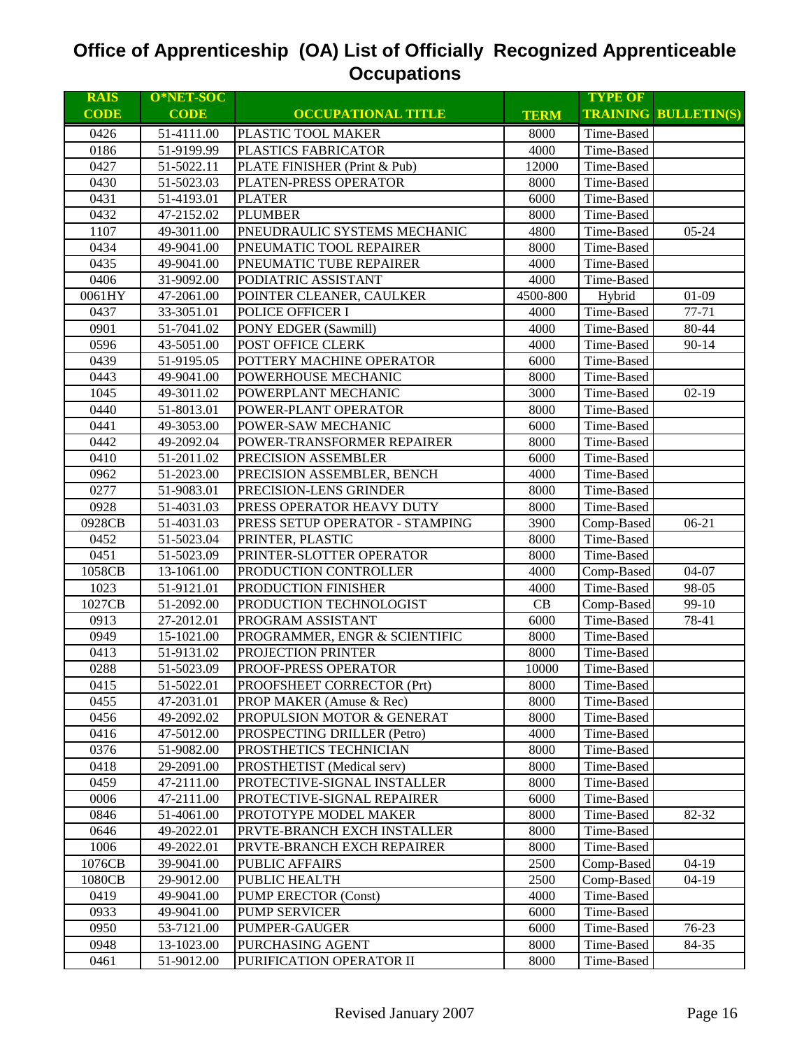# Office of Apprenticeship (OA) List of Officially Recognized Apprenticeable Occupations

| RAIS CODE | O*NET-SOC CODE | OCCUPATIONAL TITLE | TERM | TYPE OF TRAINING | BULLETIN(S) |
|---|---|---|---|---|---|
| 0426 | 51-4111.00 | PLASTIC TOOL MAKER | 8000 | Time-Based | |
| 0186 | 51-9199.99 | PLASTICS FABRICATOR | 4000 | Time-Based | |
| 0427 | 51-5022.11 | PLATE FINISHER (Print & Pub) | 12000 | Time-Based | |
| 0430 | 51-5023.03 | PLATEN-PRESS OPERATOR | 8000 | Time-Based | |
| 0431 | 51-4193.01 | PLATER | 6000 | Time-Based | |
| 0432 | 47-2152.02 | PLUMBER | 8000 | Time-Based | |
| 1107 | 49-3011.00 | PNEUDRAULIC SYSTEMS MECHANIC | 4800 | Time-Based | 05-24 |
| 0434 | 49-9041.00 | PNEUMATIC TOOL REPAIRER | 8000 | Time-Based | |
| 0435 | 49-9041.00 | PNEUMATIC TUBE REPAIRER | 4000 | Time-Based | |
| 0406 | 31-9092.00 | PODIATRIC ASSISTANT | 4000 | Time-Based | |
| 0061HY | 47-2061.00 | POINTER CLEANER, CAULKER | 4500-800 | Hybrid | 01-09 |
| 0437 | 33-3051.01 | POLICE OFFICER I | 4000 | Time-Based | 77-71 |
| 0901 | 51-7041.02 | PONY EDGER (Sawmill) | 4000 | Time-Based | 80-44 |
| 0596 | 43-5051.00 | POST OFFICE CLERK | 4000 | Time-Based | 90-14 |
| 0439 | 51-9195.05 | POTTERY MACHINE OPERATOR | 6000 | Time-Based | |
| 0443 | 49-9041.00 | POWERHOUSE MECHANIC | 8000 | Time-Based | |
| 1045 | 49-3011.02 | POWERPLANT MECHANIC | 3000 | Time-Based | 02-19 |
| 0440 | 51-8013.01 | POWER-PLANT OPERATOR | 8000 | Time-Based | |
| 0441 | 49-3053.00 | POWER-SAW MECHANIC | 6000 | Time-Based | |
| 0442 | 49-2092.04 | POWER-TRANSFORMER REPAIRER | 8000 | Time-Based | |
| 0410 | 51-2011.02 | PRECISION ASSEMBLER | 6000 | Time-Based | |
| 0962 | 51-2023.00 | PRECISION ASSEMBLER, BENCH | 4000 | Time-Based | |
| 0277 | 51-9083.01 | PRECISION-LENS GRINDER | 8000 | Time-Based | |
| 0928 | 51-4031.03 | PRESS OPERATOR HEAVY DUTY | 8000 | Time-Based | |
| 0928CB | 51-4031.03 | PRESS SETUP OPERATOR - STAMPING | 3900 | Comp-Based | 06-21 |
| 0452 | 51-5023.04 | PRINTER, PLASTIC | 8000 | Time-Based | |
| 0451 | 51-5023.09 | PRINTER-SLOTTER OPERATOR | 8000 | Time-Based | |
| 1058CB | 13-1061.00 | PRODUCTION CONTROLLER | 4000 | Comp-Based | 04-07 |
| 1023 | 51-9121.01 | PRODUCTION FINISHER | 4000 | Time-Based | 98-05 |
| 1027CB | 51-2092.00 | PRODUCTION TECHNOLOGIST | CB | Comp-Based | 99-10 |
| 0913 | 27-2012.01 | PROGRAM ASSISTANT | 6000 | Time-Based | 78-41 |
| 0949 | 15-1021.00 | PROGRAMMER, ENGR & SCIENTIFIC | 8000 | Time-Based | |
| 0413 | 51-9131.02 | PROJECTION PRINTER | 8000 | Time-Based | |
| 0288 | 51-5023.09 | PROOF-PRESS OPERATOR | 10000 | Time-Based | |
| 0415 | 51-5022.01 | PROOFSHEET CORRECTOR (Prt) | 8000 | Time-Based | |
| 0455 | 47-2031.01 | PROP MAKER (Amuse & Rec) | 8000 | Time-Based | |
| 0456 | 49-2092.02 | PROPULSION MOTOR & GENERAT | 8000 | Time-Based | |
| 0416 | 47-5012.00 | PROSPECTING DRILLER (Petro) | 4000 | Time-Based | |
| 0376 | 51-9082.00 | PROSTHETICS TECHNICIAN | 8000 | Time-Based | |
| 0418 | 29-2091.00 | PROSTHETIST (Medical serv) | 8000 | Time-Based | |
| 0459 | 47-2111.00 | PROTECTIVE-SIGNAL INSTALLER | 8000 | Time-Based | |
| 0006 | 47-2111.00 | PROTECTIVE-SIGNAL REPAIRER | 6000 | Time-Based | |
| 0846 | 51-4061.00 | PROTOTYPE MODEL MAKER | 8000 | Time-Based | 82-32 |
| 0646 | 49-2022.01 | PRVTE-BRANCH EXCH INSTALLER | 8000 | Time-Based | |
| 1006 | 49-2022.01 | PRVTE-BRANCH EXCH REPAIRER | 8000 | Time-Based | |
| 1076CB | 39-9041.00 | PUBLIC AFFAIRS | 2500 | Comp-Based | 04-19 |
| 1080CB | 29-9012.00 | PUBLIC HEALTH | 2500 | Comp-Based | 04-19 |
| 0419 | 49-9041.00 | PUMP ERECTOR (Const) | 4000 | Time-Based | |
| 0933 | 49-9041.00 | PUMP SERVICER | 6000 | Time-Based | |
| 0950 | 53-7121.00 | PUMPER-GAUGER | 6000 | Time-Based | 76-23 |
| 0948 | 13-1023.00 | PURCHASING AGENT | 8000 | Time-Based | 84-35 |
| 0461 | 51-9012.00 | PURIFICATION OPERATOR II | 8000 | Time-Based | |

Revised January 2007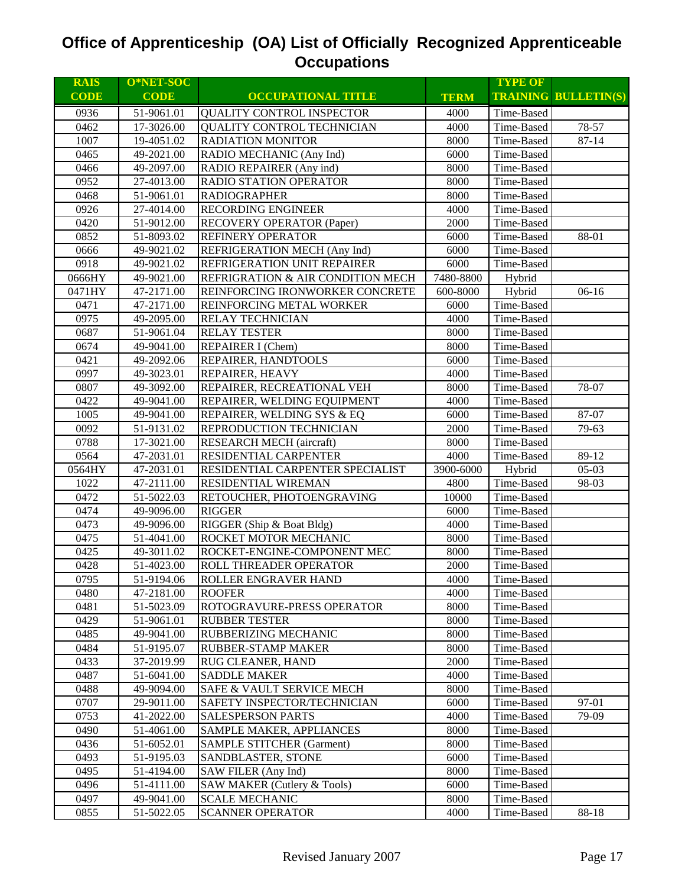# Office of Apprenticeship (OA) List of Officially Recognized Apprenticeable Occupations

| RAIS CODE | O*NET-SOC CODE | OCCUPATIONAL TITLE | TERM | TYPE OF TRAINING | BULLETIN(S) |
|---|---|---|---|---|---|
| 0936 | 51-9061.01 | QUALITY CONTROL INSPECTOR | 4000 | Time-Based | |
| 0462 | 17-3026.00 | QUALITY CONTROL TECHNICIAN | 4000 | Time-Based | 78-57 |
| 1007 | 19-4051.02 | RADIATION MONITOR | 8000 | Time-Based | 87-14 |
| 0465 | 49-2021.00 | RADIO MECHANIC (Any Ind) | 6000 | Time-Based | |
| 0466 | 49-2097.00 | RADIO REPAIRER (Any ind) | 8000 | Time-Based | |
| 0952 | 27-4013.00 | RADIO STATION OPERATOR | 8000 | Time-Based | |
| 0468 | 51-9061.01 | RADIOGRAPHER | 8000 | Time-Based | |
| 0926 | 27-4014.00 | RECORDING ENGINEER | 4000 | Time-Based | |
| 0420 | 51-9012.00 | RECOVERY OPERATOR (Paper) | 2000 | Time-Based | |
| 0852 | 51-8093.02 | REFINERY OPERATOR | 6000 | Time-Based | 88-01 |
| 0666 | 49-9021.02 | REFRIGERATION MECH (Any Ind) | 6000 | Time-Based | |
| 0918 | 49-9021.02 | REFRIGERATION UNIT REPAIRER | 6000 | Time-Based | |
| 0666HY | 49-9021.00 | REFRIGRATION & AIR CONDITION MECH | 7480-8800 | Hybrid | |
| 0471HY | 47-2171.00 | REINFORCING IRONWORKER CONCRETE | 600-8000 | Hybrid | 06-16 |
| 0471 | 47-2171.00 | REINFORCING METAL WORKER | 6000 | Time-Based | |
| 0975 | 49-2095.00 | RELAY TECHNICIAN | 4000 | Time-Based | |
| 0687 | 51-9061.04 | RELAY TESTER | 8000 | Time-Based | |
| 0674 | 49-9041.00 | REPAIRER I (Chem) | 8000 | Time-Based | |
| 0421 | 49-2092.06 | REPAIRER, HANDTOOLS | 6000 | Time-Based | |
| 0997 | 49-3023.01 | REPAIRER, HEAVY | 4000 | Time-Based | |
| 0807 | 49-3092.00 | REPAIRER, RECREATIONAL VEH | 8000 | Time-Based | 78-07 |
| 0422 | 49-9041.00 | REPAIRER, WELDING EQUIPMENT | 4000 | Time-Based | |
| 1005 | 49-9041.00 | REPAIRER, WELDING SYS & EQ | 6000 | Time-Based | 87-07 |
| 0092 | 51-9131.02 | REPRODUCTION TECHNICIAN | 2000 | Time-Based | 79-63 |
| 0788 | 17-3021.00 | RESEARCH MECH (aircraft) | 8000 | Time-Based | |
| 0564 | 47-2031.01 | RESIDENTIAL CARPENTER | 4000 | Time-Based | 89-12 |
| 0564HY | 47-2031.01 | RESIDENTIAL CARPENTER SPECIALIST | 3900-6000 | Hybrid | 05-03 |
| 1022 | 47-2111.00 | RESIDENTIAL WIREMAN | 4800 | Time-Based | 98-03 |
| 0472 | 51-5022.03 | RETOUCHER, PHOTOENGRAVING | 10000 | Time-Based | |
| 0474 | 49-9096.00 | RIGGER | 6000 | Time-Based | |
| 0473 | 49-9096.00 | RIGGER (Ship & Boat Bldg) | 4000 | Time-Based | |
| 0475 | 51-4041.00 | ROCKET MOTOR MECHANIC | 8000 | Time-Based | |
| 0425 | 49-3011.02 | ROCKET-ENGINE-COMPONENT MEC | 8000 | Time-Based | |
| 0428 | 51-4023.00 | ROLL THREADER OPERATOR | 2000 | Time-Based | |
| 0795 | 51-9194.06 | ROLLER ENGRAVER HAND | 4000 | Time-Based | |
| 0480 | 47-2181.00 | ROOFER | 4000 | Time-Based | |
| 0481 | 51-5023.09 | ROTOGRAVURE-PRESS OPERATOR | 8000 | Time-Based | |
| 0429 | 51-9061.01 | RUBBER TESTER | 8000 | Time-Based | |
| 0485 | 49-9041.00 | RUBBERIZING MECHANIC | 8000 | Time-Based | |
| 0484 | 51-9195.07 | RUBBER-STAMP MAKER | 8000 | Time-Based | |
| 0433 | 37-2019.99 | RUG CLEANER, HAND | 2000 | Time-Based | |
| 0487 | 51-6041.00 | SADDLE MAKER | 4000 | Time-Based | |
| 0488 | 49-9094.00 | SAFE & VAULT SERVICE MECH | 8000 | Time-Based | |
| 0707 | 29-9011.00 | SAFETY INSPECTOR/TECHNICIAN | 6000 | Time-Based | 97-01 |
| 0753 | 41-2022.00 | SALESPERSON PARTS | 4000 | Time-Based | 79-09 |
| 0490 | 51-4061.00 | SAMPLE MAKER, APPLIANCES | 8000 | Time-Based | |
| 0436 | 51-6052.01 | SAMPLE STITCHER (Garment) | 8000 | Time-Based | |
| 0493 | 51-9195.03 | SANDBLASTER, STONE | 6000 | Time-Based | |
| 0495 | 51-4194.00 | SAW FILER (Any Ind) | 8000 | Time-Based | |
| 0496 | 51-4111.00 | SAW MAKER (Cutlery & Tools) | 6000 | Time-Based | |
| 0497 | 49-9041.00 | SCALE MECHANIC | 8000 | Time-Based | |
| 0855 | 51-5022.05 | SCANNER OPERATOR | 4000 | Time-Based | 88-18 |

Revised January 2007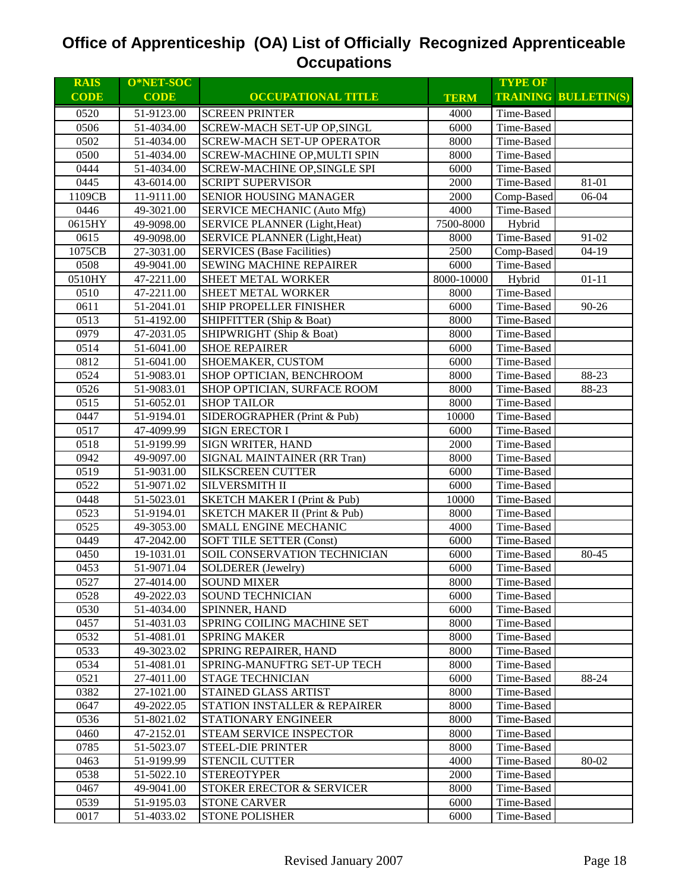# Office of Apprenticeship (OA) List of Officially Recognized Apprenticeable Occupations

| RAIS CODE | O*NET-SOC CODE | OCCUPATIONAL TITLE | TERM | TYPE OF TRAINING | BULLETIN(S) |
|---|---|---|---|---|---|
| 0520 | 51-9123.00 | SCREEN PRINTER | 4000 | Time-Based | |
| 0506 | 51-4034.00 | SCREW-MACH SET-UP OP,SINGL | 6000 | Time-Based | |
| 0502 | 51-4034.00 | SCREW-MACH SET-UP OPERATOR | 8000 | Time-Based | |
| 0500 | 51-4034.00 | SCREW-MACHINE OP,MULTI SPIN | 8000 | Time-Based | |
| 0444 | 51-4034.00 | SCREW-MACHINE OP,SINGLE SPI | 6000 | Time-Based | |
| 0445 | 43-6014.00 | SCRIPT SUPERVISOR | 2000 | Time-Based | 81-01 |
| 1109CB | 11-9111.00 | SENIOR HOUSING MANAGER | 2000 | Comp-Based | 06-04 |
| 0446 | 49-3021.00 | SERVICE MECHANIC (Auto Mfg) | 4000 | Time-Based | |
| 0615HY | 49-9098.00 | SERVICE PLANNER (Light,Heat) | 7500-8000 | Hybrid | |
| 0615 | 49-9098.00 | SERVICE PLANNER (Light,Heat) | 8000 | Time-Based | 91-02 |
| 1075CB | 27-3031.00 | SERVICES (Base Facilities) | 2500 | Comp-Based | 04-19 |
| 0508 | 49-9041.00 | SEWING MACHINE REPAIRER | 6000 | Time-Based | |
| 0510HY | 47-2211.00 | SHEET METAL WORKER | 8000-10000 | Hybrid | 01-11 |
| 0510 | 47-2211.00 | SHEET METAL WORKER | 8000 | Time-Based | |
| 0611 | 51-2041.01 | SHIP PROPELLER FINISHER | 6000 | Time-Based | 90-26 |
| 0513 | 51-4192.00 | SHIPFITTER (Ship & Boat) | 8000 | Time-Based | |
| 0979 | 47-2031.05 | SHIPWRIGHT (Ship & Boat) | 8000 | Time-Based | |
| 0514 | 51-6041.00 | SHOE REPAIRER | 6000 | Time-Based | |
| 0812 | 51-6041.00 | SHOEMAKER, CUSTOM | 6000 | Time-Based | |
| 0524 | 51-9083.01 | SHOP OPTICIAN, BENCHROOM | 8000 | Time-Based | 88-23 |
| 0526 | 51-9083.01 | SHOP OPTICIAN, SURFACE ROOM | 8000 | Time-Based | 88-23 |
| 0515 | 51-6052.01 | SHOP TAILOR | 8000 | Time-Based | |
| 0447 | 51-9194.01 | SIDEROGRAPHER (Print & Pub) | 10000 | Time-Based | |
| 0517 | 47-4099.99 | SIGN ERECTOR I | 6000 | Time-Based | |
| 0518 | 51-9199.99 | SIGN WRITER, HAND | 2000 | Time-Based | |
| 0942 | 49-9097.00 | SIGNAL MAINTAINER (RR Tran) | 8000 | Time-Based | |
| 0519 | 51-9031.00 | SILKSCREEN CUTTER | 6000 | Time-Based | |
| 0522 | 51-9071.02 | SILVERSMITH II | 6000 | Time-Based | |
| 0448 | 51-5023.01 | SKETCH MAKER I (Print & Pub) | 10000 | Time-Based | |
| 0523 | 51-9194.01 | SKETCH MAKER II (Print & Pub) | 8000 | Time-Based | |
| 0525 | 49-3053.00 | SMALL ENGINE MECHANIC | 4000 | Time-Based | |
| 0449 | 47-2042.00 | SOFT TILE SETTER (Const) | 6000 | Time-Based | |
| 0450 | 19-1031.01 | SOIL CONSERVATION TECHNICIAN | 6000 | Time-Based | 80-45 |
| 0453 | 51-9071.04 | SOLDERER (Jewelry) | 6000 | Time-Based | |
| 0527 | 27-4014.00 | SOUND MIXER | 8000 | Time-Based | |
| 0528 | 49-2022.03 | SOUND TECHNICIAN | 6000 | Time-Based | |
| 0530 | 51-4034.00 | SPINNER, HAND | 6000 | Time-Based | |
| 0457 | 51-4031.03 | SPRING COILING MACHINE SET | 8000 | Time-Based | |
| 0532 | 51-4081.01 | SPRING MAKER | 8000 | Time-Based | |
| 0533 | 49-3023.02 | SPRING REPAIRER, HAND | 8000 | Time-Based | |
| 0534 | 51-4081.01 | SPRING-MANUFTRG SET-UP TECH | 8000 | Time-Based | |
| 0521 | 27-4011.00 | STAGE TECHNICIAN | 6000 | Time-Based | 88-24 |
| 0382 | 27-1021.00 | STAINED GLASS ARTIST | 8000 | Time-Based | |
| 0647 | 49-2022.05 | STATION INSTALLER & REPAIRER | 8000 | Time-Based | |
| 0536 | 51-8021.02 | STATIONARY ENGINEER | 8000 | Time-Based | |
| 0460 | 47-2152.01 | STEAM SERVICE INSPECTOR | 8000 | Time-Based | |
| 0785 | 51-5023.07 | STEEL-DIE PRINTER | 8000 | Time-Based | |
| 0463 | 51-9199.99 | STENCIL CUTTER | 4000 | Time-Based | 80-02 |
| 0538 | 51-5022.10 | STEREOTYPER | 2000 | Time-Based | |
| 0467 | 49-9041.00 | STOKER ERECTOR & SERVICER | 8000 | Time-Based | |
| 0539 | 51-9195.03 | STONE CARVER | 6000 | Time-Based | |
| 0017 | 51-4033.02 | STONE POLISHER | 6000 | Time-Based | |

Revised January 2007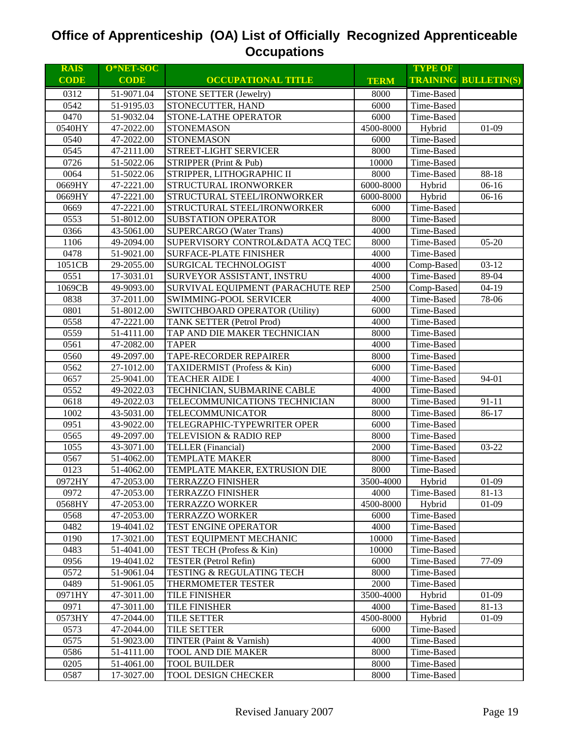# Office of Apprenticeship (OA) List of Officially Recognized Apprenticeable Occupations

| RAIS CODE | O*NET-SOC CODE | OCCUPATIONAL TITLE | TERM | TYPE OF TRAINING | BULLETIN(S) |
|---|---|---|---|---|---|
| 0312 | 51-9071.04 | STONE SETTER (Jewelry) | 8000 | Time-Based | |
| 0542 | 51-9195.03 | STONECUTTER, HAND | 6000 | Time-Based | |
| 0470 | 51-9032.04 | STONE-LATHE OPERATOR | 6000 | Time-Based | |
| 0540HY | 47-2022.00 | STONEMASON | 4500-8000 | Hybrid | 01-09 |
| 0540 | 47-2022.00 | STONEMASON | 6000 | Time-Based | |
| 0545 | 47-2111.00 | STREET-LIGHT SERVICER | 8000 | Time-Based | |
| 0726 | 51-5022.06 | STRIPPER (Print & Pub) | 10000 | Time-Based | |
| 0064 | 51-5022.06 | STRIPPER, LITHOGRAPHIC II | 8000 | Time-Based | 88-18 |
| 0669HY | 47-2221.00 | STRUCTURAL IRONWORKER | 6000-8000 | Hybrid | 06-16 |
| 0669HY | 47-2221.00 | STRUCTURAL STEEL/IRONWORKER | 6000-8000 | Hybrid | 06-16 |
| 0669 | 47-2221.00 | STRUCTURAL STEEL/IRONWORKER | 6000 | Time-Based | |
| 0553 | 51-8012.00 | SUBSTATION OPERATOR | 8000 | Time-Based | |
| 0366 | 43-5061.00 | SUPERCARGO (Water Trans) | 4000 | Time-Based | |
| 1106 | 49-2094.00 | SUPERVISORY CONTROL&DATA ACQ TEC | 8000 | Time-Based | 05-20 |
| 0478 | 51-9021.00 | SURFACE-PLATE FINISHER | 4000 | Time-Based | |
| 1051CB | 29-2055.00 | SURGICAL TECHNOLOGIST | 4000 | Comp-Based | 03-12 |
| 0551 | 17-3031.01 | SURVEYOR ASSISTANT, INSTRU | 4000 | Time-Based | 89-04 |
| 1069CB | 49-9093.00 | SURVIVAL EQUIPMENT (PARACHUTE REP | 2500 | Comp-Based | 04-19 |
| 0838 | 37-2011.00 | SWIMMING-POOL SERVICER | 4000 | Time-Based | 78-06 |
| 0801 | 51-8012.00 | SWITCHBOARD OPERATOR (Utility) | 6000 | Time-Based | |
| 0558 | 47-2221.00 | TANK SETTER (Petrol Prod) | 4000 | Time-Based | |
| 0559 | 51-4111.00 | TAP AND DIE MAKER TECHNICIAN | 8000 | Time-Based | |
| 0561 | 47-2082.00 | TAPER | 4000 | Time-Based | |
| 0560 | 49-2097.00 | TAPE-RECORDER REPAIRER | 8000 | Time-Based | |
| 0562 | 27-1012.00 | TAXIDERMIST (Profess & Kin) | 6000 | Time-Based | |
| 0657 | 25-9041.00 | TEACHER AIDE I | 4000 | Time-Based | 94-01 |
| 0552 | 49-2022.03 | TECHNICIAN, SUBMARINE CABLE | 4000 | Time-Based | |
| 0618 | 49-2022.03 | TELECOMMUNICATIONS TECHNICIAN | 8000 | Time-Based | 91-11 |
| 1002 | 43-5031.00 | TELECOMMUNICATOR | 8000 | Time-Based | 86-17 |
| 0951 | 43-9022.00 | TELEGRAPHIC-TYPEWRITER OPER | 6000 | Time-Based | |
| 0565 | 49-2097.00 | TELEVISION & RADIO REP | 8000 | Time-Based | |
| 1055 | 43-3071.00 | TELLER (Financial) | 2000 | Time-Based | 03-22 |
| 0567 | 51-4062.00 | TEMPLATE MAKER | 8000 | Time-Based | |
| 0123 | 51-4062.00 | TEMPLATE MAKER, EXTRUSION DIE | 8000 | Time-Based | |
| 0972HY | 47-2053.00 | TERRAZZO FINISHER | 3500-4000 | Hybrid | 01-09 |
| 0972 | 47-2053.00 | TERRAZZO FINISHER | 4000 | Time-Based | 81-13 |
| 0568HY | 47-2053.00 | TERRAZZO WORKER | 4500-8000 | Hybrid | 01-09 |
| 0568 | 47-2053.00 | TERRAZZO WORKER | 6000 | Time-Based | |
| 0482 | 19-4041.02 | TEST ENGINE OPERATOR | 4000 | Time-Based | |
| 0190 | 17-3021.00 | TEST EQUIPMENT MECHANIC | 10000 | Time-Based | |
| 0483 | 51-4041.00 | TEST TECH (Profess & Kin) | 10000 | Time-Based | |
| 0956 | 19-4041.02 | TESTER (Petrol Refin) | 6000 | Time-Based | 77-09 |
| 0572 | 51-9061.04 | TESTING & REGULATING TECH | 8000 | Time-Based | |
| 0489 | 51-9061.05 | THERMOMETER TESTER | 2000 | Time-Based | |
| 0971HY | 47-3011.00 | TILE FINISHER | 3500-4000 | Hybrid | 01-09 |
| 0971 | 47-3011.00 | TILE FINISHER | 4000 | Time-Based | 81-13 |
| 0573HY | 47-2044.00 | TILE SETTER | 4500-8000 | Hybrid | 01-09 |
| 0573 | 47-2044.00 | TILE SETTER | 6000 | Time-Based | |
| 0575 | 51-9023.00 | TINTER (Paint & Varnish) | 4000 | Time-Based | |
| 0586 | 51-4111.00 | TOOL AND DIE MAKER | 8000 | Time-Based | |
| 0205 | 51-4061.00 | TOOL BUILDER | 8000 | Time-Based | |
| 0587 | 17-3027.00 | TOOL DESIGN CHECKER | 8000 | Time-Based | |

Revised January 2007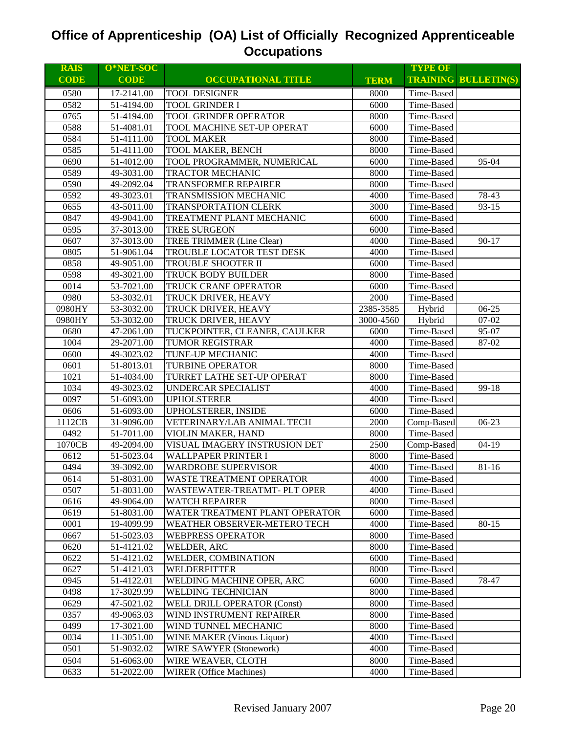# Office of Apprenticeship (OA) List of Officially Recognized Apprenticeable Occupations

| RAIS CODE | O*NET-SOC CODE | OCCUPATIONAL TITLE | TERM | TYPE OF TRAINING | BULLETIN(S) |
|---|---|---|---|---|---|
| 0580 | 17-2141.00 | TOOL DESIGNER | 8000 | Time-Based | |
| 0582 | 51-4194.00 | TOOL GRINDER I | 6000 | Time-Based | |
| 0765 | 51-4194.00 | TOOL GRINDER OPERATOR | 8000 | Time-Based | |
| 0588 | 51-4081.01 | TOOL MACHINE SET-UP OPERAT | 6000 | Time-Based | |
| 0584 | 51-4111.00 | TOOL MAKER | 8000 | Time-Based | |
| 0585 | 51-4111.00 | TOOL MAKER, BENCH | 8000 | Time-Based | |
| 0690 | 51-4012.00 | TOOL PROGRAMMER, NUMERICAL | 6000 | Time-Based | 95-04 |
| 0589 | 49-3031.00 | TRACTOR MECHANIC | 8000 | Time-Based | |
| 0590 | 49-2092.04 | TRANSFORMER REPAIRER | 8000 | Time-Based | |
| 0592 | 49-3023.01 | TRANSMISSION MECHANIC | 4000 | Time-Based | 78-43 |
| 0655 | 43-5011.00 | TRANSPORTATION CLERK | 3000 | Time-Based | 93-15 |
| 0847 | 49-9041.00 | TREATMENT PLANT MECHANIC | 6000 | Time-Based | |
| 0595 | 37-3013.00 | TREE SURGEON | 6000 | Time-Based | |
| 0607 | 37-3013.00 | TREE TRIMMER (Line Clear) | 4000 | Time-Based | 90-17 |
| 0805 | 51-9061.04 | TROUBLE LOCATOR TEST DESK | 4000 | Time-Based | |
| 0858 | 49-9051.00 | TROUBLE SHOOTER II | 6000 | Time-Based | |
| 0598 | 49-3021.00 | TRUCK BODY BUILDER | 8000 | Time-Based | |
| 0014 | 53-7021.00 | TRUCK CRANE OPERATOR | 6000 | Time-Based | |
| 0980 | 53-3032.01 | TRUCK DRIVER, HEAVY | 2000 | Time-Based | |
| 0980HY | 53-3032.00 | TRUCK DRIVER, HEAVY | 2385-3585 | Hybrid | 06-25 |
| 0980HY | 53-3032.00 | TRUCK DRIVER, HEAVY | 3000-4560 | Hybrid | 07-02 |
| 0680 | 47-2061.00 | TUCKPOINTER, CLEANER, CAULKER | 6000 | Time-Based | 95-07 |
| 1004 | 29-2071.00 | TUMOR REGISTRAR | 4000 | Time-Based | 87-02 |
| 0600 | 49-3023.02 | TUNE-UP MECHANIC | 4000 | Time-Based | |
| 0601 | 51-8013.01 | TURBINE OPERATOR | 8000 | Time-Based | |
| 1021 | 51-4034.00 | TURRET LATHE SET-UP OPERAT | 8000 | Time-Based | |
| 1034 | 49-3023.02 | UNDERCAR SPECIALIST | 4000 | Time-Based | 99-18 |
| 0097 | 51-6093.00 | UPHOLSTERER | 4000 | Time-Based | |
| 0606 | 51-6093.00 | UPHOLSTERER, INSIDE | 6000 | Time-Based | |
| 1112CB | 31-9096.00 | VETERINARY/LAB ANIMAL TECH | 2000 | Comp-Based | 06-23 |
| 0492 | 51-7011.00 | VIOLIN MAKER, HAND | 8000 | Time-Based | |
| 1070CB | 49-2094.00 | VISUAL IMAGERY INSTRUSION DET | 2500 | Comp-Based | 04-19 |
| 0612 | 51-5023.04 | WALLPAPER PRINTER I | 8000 | Time-Based | |
| 0494 | 39-3092.00 | WARDROBE SUPERVISOR | 4000 | Time-Based | 81-16 |
| 0614 | 51-8031.00 | WASTE TREATMENT OPERATOR | 4000 | Time-Based | |
| 0507 | 51-8031.00 | WASTEWATER-TREATMT- PLT OPER | 4000 | Time-Based | |
| 0616 | 49-9064.00 | WATCH REPAIRER | 8000 | Time-Based | |
| 0619 | 51-8031.00 | WATER TREATMENT PLANT OPERATOR | 6000 | Time-Based | |
| 0001 | 19-4099.99 | WEATHER OBSERVER-METERO TECH | 4000 | Time-Based | 80-15 |
| 0667 | 51-5023.03 | WEBPRESS OPERATOR | 8000 | Time-Based | |
| 0620 | 51-4121.02 | WELDER, ARC | 8000 | Time-Based | |
| 0622 | 51-4121.02 | WELDER, COMBINATION | 6000 | Time-Based | |
| 0627 | 51-4121.03 | WELDERFITTER | 8000 | Time-Based | |
| 0945 | 51-4122.01 | WELDING MACHINE OPER, ARC | 6000 | Time-Based | 78-47 |
| 0498 | 17-3029.99 | WELDING TECHNICIAN | 8000 | Time-Based | |
| 0629 | 47-5021.02 | WELL DRILL OPERATOR (Const) | 8000 | Time-Based | |
| 0357 | 49-9063.03 | WIND INSTRUMENT REPAIRER | 8000 | Time-Based | |
| 0499 | 17-3021.00 | WIND TUNNEL MECHANIC | 8000 | Time-Based | |
| 0034 | 11-3051.00 | WINE MAKER (Vinous Liquor) | 4000 | Time-Based | |
| 0501 | 51-9032.02 | WIRE SAWYER (Stonework) | 4000 | Time-Based | |
| 0504 | 51-6063.00 | WIRE WEAVER, CLOTH | 8000 | Time-Based | |
| 0633 | 51-2022.00 | WIRER (Office Machines) | 4000 | Time-Based | |

Revised January 2007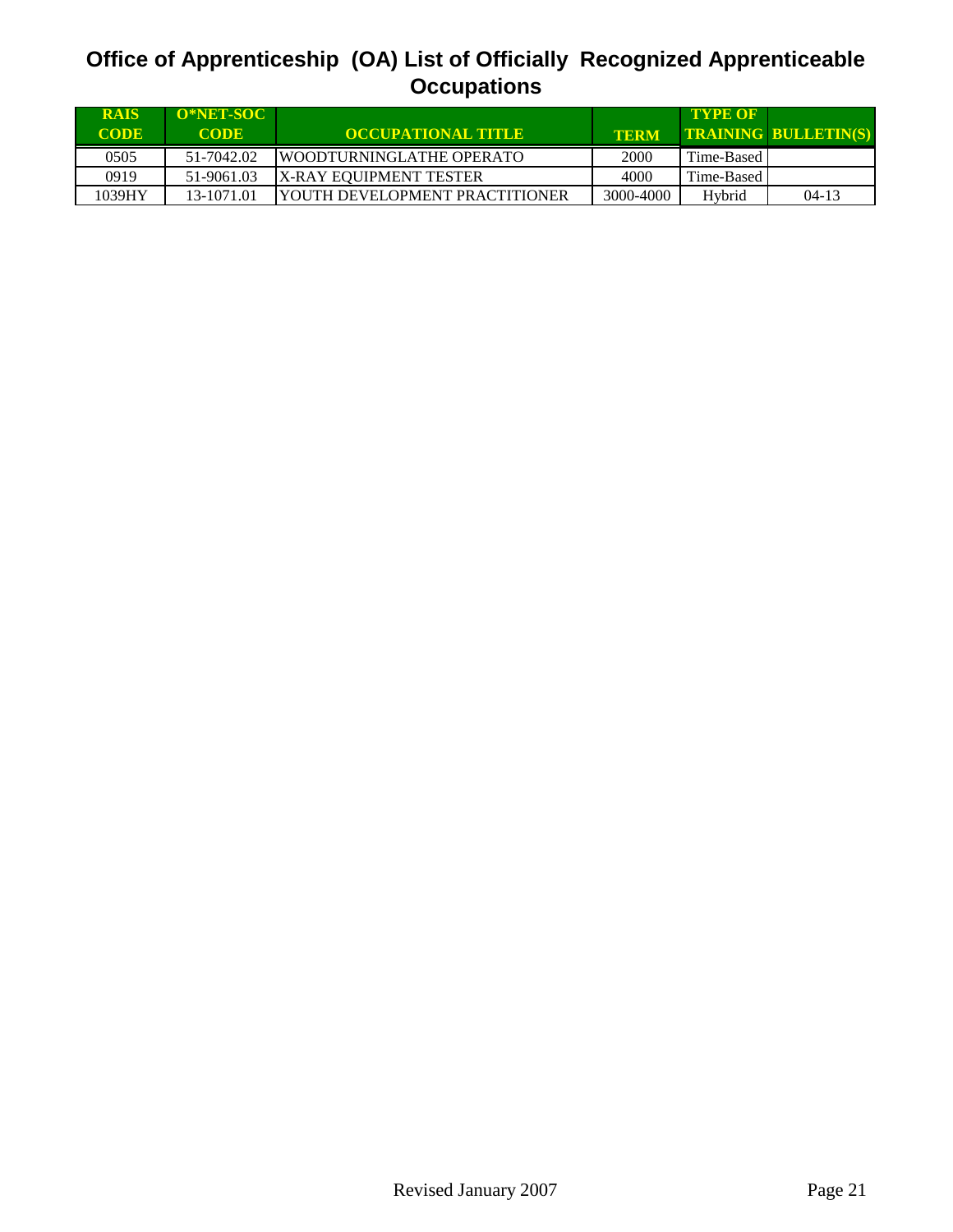# Office of Apprenticeship (OA) List of Officially Recognized Apprenticeable Occupations

| RAIS CODE | O*NET-SOC CODE | OCCUPATIONAL TITLE | TERM | TYPE OF TRAINING | BULLETIN(S) |
|---|---|---|---|---|---|
| 0505 | 51-7042.02 | WOODTURNINGLATHE OPERATO | 2000 | Time-Based | |
| 0919 | 51-9061.03 | X-RAY EQUIPMENT TESTER | 4000 | Time-Based | |
| 1039HY | 13-1071.01 | YOUTH DEVELOPMENT PRACTITIONER | 3000-4000 | Hybrid | 04-13 |

Revised January 2007